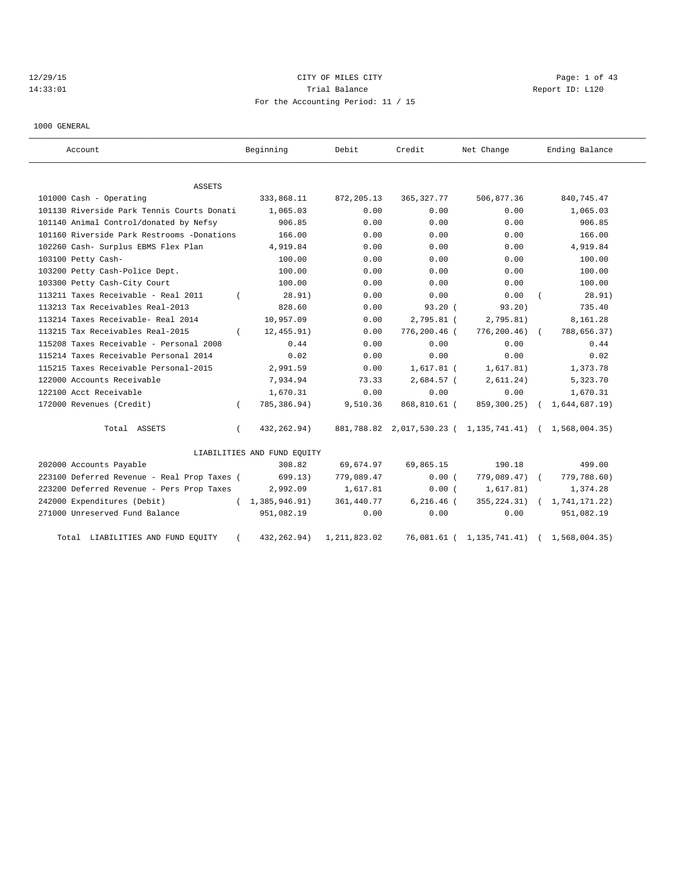CITY OF MILES CITY

Trial Balance

For the Accounting Period: 11 / 15

1000 GENERAL

| Account | Beginning | Debit | Credit | Net Change | Ending Balance |
|---|---|---|---|---|---|
| ASSETS | | | | | |
| 101000 Cash - Operating | 333,868.11 | 872,205.13 | 365,327.77 | 506,877.36 | 840,745.47 |
| 101130 Riverside Park Tennis Courts Donati | 1,065.03 | 0.00 | 0.00 | 0.00 | 1,065.03 |
| 101140 Animal Control/donated by Nefsy | 906.85 | 0.00 | 0.00 | 0.00 | 906.85 |
| 101160 Riverside Park Restrooms -Donations | 166.00 | 0.00 | 0.00 | 0.00 | 166.00 |
| 102260 Cash- Surplus EBMS Flex Plan | 4,919.84 | 0.00 | 0.00 | 0.00 | 4,919.84 |
| 103100 Petty Cash- | 100.00 | 0.00 | 0.00 | 0.00 | 100.00 |
| 103200 Petty Cash-Police Dept. | 100.00 | 0.00 | 0.00 | 0.00 | 100.00 |
| 103300 Petty Cash-City Court | 100.00 | 0.00 | 0.00 | 0.00 | 100.00 |
| 113211 Taxes Receivable - Real 2011 | ( 28.91) | 0.00 | 0.00 | 0.00 | ( 28.91) |
| 113213 Tax Receivables Real-2013 | 828.60 | 0.00 | 93.20 | ( 93.20) | 735.40 |
| 113214 Taxes Receivable- Real 2014 | 10,957.09 | 0.00 | 2,795.81 | ( 2,795.81) | 8,161.28 |
| 113215 Tax Receivables Real-2015 | ( 12,455.91) | 0.00 | 776,200.46 | ( 776,200.46) | ( 788,656.37) |
| 115208 Taxes Receivable - Personal 2008 | 0.44 | 0.00 | 0.00 | 0.00 | 0.44 |
| 115214 Taxes Receivable Personal 2014 | 0.02 | 0.00 | 0.00 | 0.00 | 0.02 |
| 115215 Taxes Receivable Personal-2015 | 2,991.59 | 0.00 | 1,617.81 | ( 1,617.81) | 1,373.78 |
| 122000 Accounts Receivable | 7,934.94 | 73.33 | 2,684.57 | ( 2,611.24) | 5,323.70 |
| 122100 Acct Receivable | 1,670.31 | 0.00 | 0.00 | 0.00 | 1,670.31 |
| 172000 Revenues (Credit) | ( 785,386.94) | 9,510.36 | 868,810.61 | ( 859,300.25) | ( 1,644,687.19) |
| Total ASSETS | ( 432,262.94) | 881,788.82 | 2,017,530.23 | ( 1,135,741.41) | ( 1,568,004.35) |
| LIABILITIES AND FUND EQUITY | | | | | |
| 202000 Accounts Payable | 308.82 | 69,674.97 | 69,865.15 | 190.18 | 499.00 |
| 223100 Deferred Revenue - Real Prop Taxes | ( 699.13) | 779,089.47 | 0.00 | ( 779,089.47) | ( 779,788.60) |
| 223200 Deferred Revenue - Pers Prop Taxes | 2,992.09 | 1,617.81 | 0.00 | ( 1,617.81) | 1,374.28 |
| 242000 Expenditures (Debit) | ( 1,385,946.91) | 361,440.77 | 6,216.46 | ( 355,224.31) | ( 1,741,171.22) |
| 271000 Unreserved Fund Balance | 951,082.19 | 0.00 | 0.00 | 0.00 | 951,082.19 |
| Total LIABILITIES AND FUND EQUITY | ( 432,262.94) | 1,211,823.02 | 76,081.61 | ( 1,135,741.41) | ( 1,568,004.35) |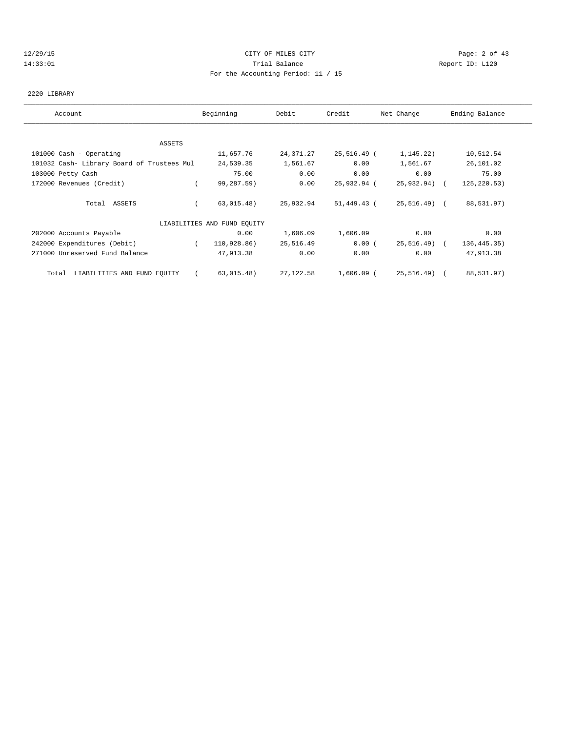CITY OF MILES CITY

Trial Balance

For the Accounting Period: 11 / 15

2220 LIBRARY

| Account | Beginning | Debit | Credit | Net Change | Ending Balance |
|---|---|---|---|---|---|
| ASSETS | | | | | |
| 101000 Cash - Operating | 11,657.76 | 24,371.27 | 25,516.49 | ( 1,145.22) | 10,512.54 |
| 101032 Cash- Library Board of Trustees Mul | 24,539.35 | 1,561.67 | 0.00 | 1,561.67 | 26,101.02 |
| 103000 Petty Cash | 75.00 | 0.00 | 0.00 | 0.00 | 75.00 |
| 172000 Revenues (Credit) | ( 99,287.59) | 0.00 | 25,932.94 | ( 25,932.94) | ( 125,220.53) |
| Total ASSETS | ( 63,015.48) | 25,932.94 | 51,449.43 | ( 25,516.49) | ( 88,531.97) |
| LIABILITIES AND FUND EQUITY | | | | | |
| 202000 Accounts Payable | 0.00 | 1,606.09 | 1,606.09 | 0.00 | 0.00 |
| 242000 Expenditures (Debit) | ( 110,928.86) | 25,516.49 | 0.00 | ( 25,516.49) | ( 136,445.35) |
| 271000 Unreserved Fund Balance | 47,913.38 | 0.00 | 0.00 | 0.00 | 47,913.38 |
| Total LIABILITIES AND FUND EQUITY | ( 63,015.48) | 27,122.58 | 1,606.09 | ( 25,516.49) | ( 88,531.97) |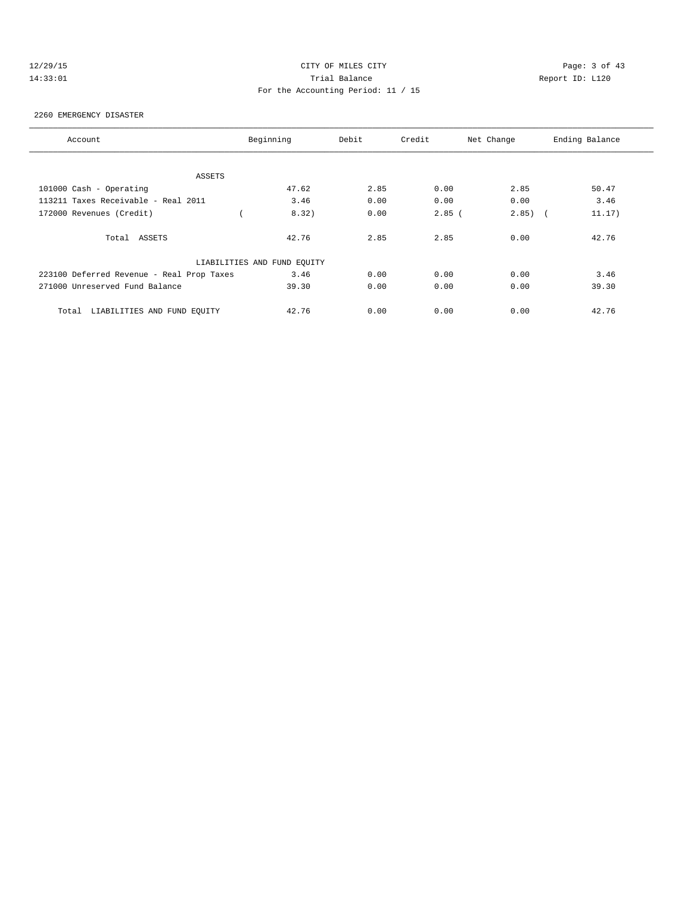CITY OF MILES CITY

Trial Balance

For the Accounting Period: 11 / 15

12/29/15
14:33:01

Report ID: L120

2260 EMERGENCY DISASTER

| Account | Beginning | Debit | Credit | Net Change | Ending Balance |
|---|---|---|---|---|---|
| ASSETS | | | | | |
| 101000 Cash - Operating | 47.62 | 2.85 | 0.00 | 2.85 | 50.47 |
| 113211 Taxes Receivable - Real 2011 | 3.46 | 0.00 | 0.00 | 0.00 | 3.46 |
| 172000 Revenues (Credit) | ( 8.32) | 0.00 | 2.85 | ( 2.85) | ( 11.17) |
| Total ASSETS | 42.76 | 2.85 | 2.85 | 0.00 | 42.76 |
| LIABILITIES AND FUND EQUITY | | | | | |
| 223100 Deferred Revenue - Real Prop Taxes | 3.46 | 0.00 | 0.00 | 0.00 | 3.46 |
| 271000 Unreserved Fund Balance | 39.30 | 0.00 | 0.00 | 0.00 | 39.30 |
| Total LIABILITIES AND FUND EQUITY | 42.76 | 0.00 | 0.00 | 0.00 | 42.76 |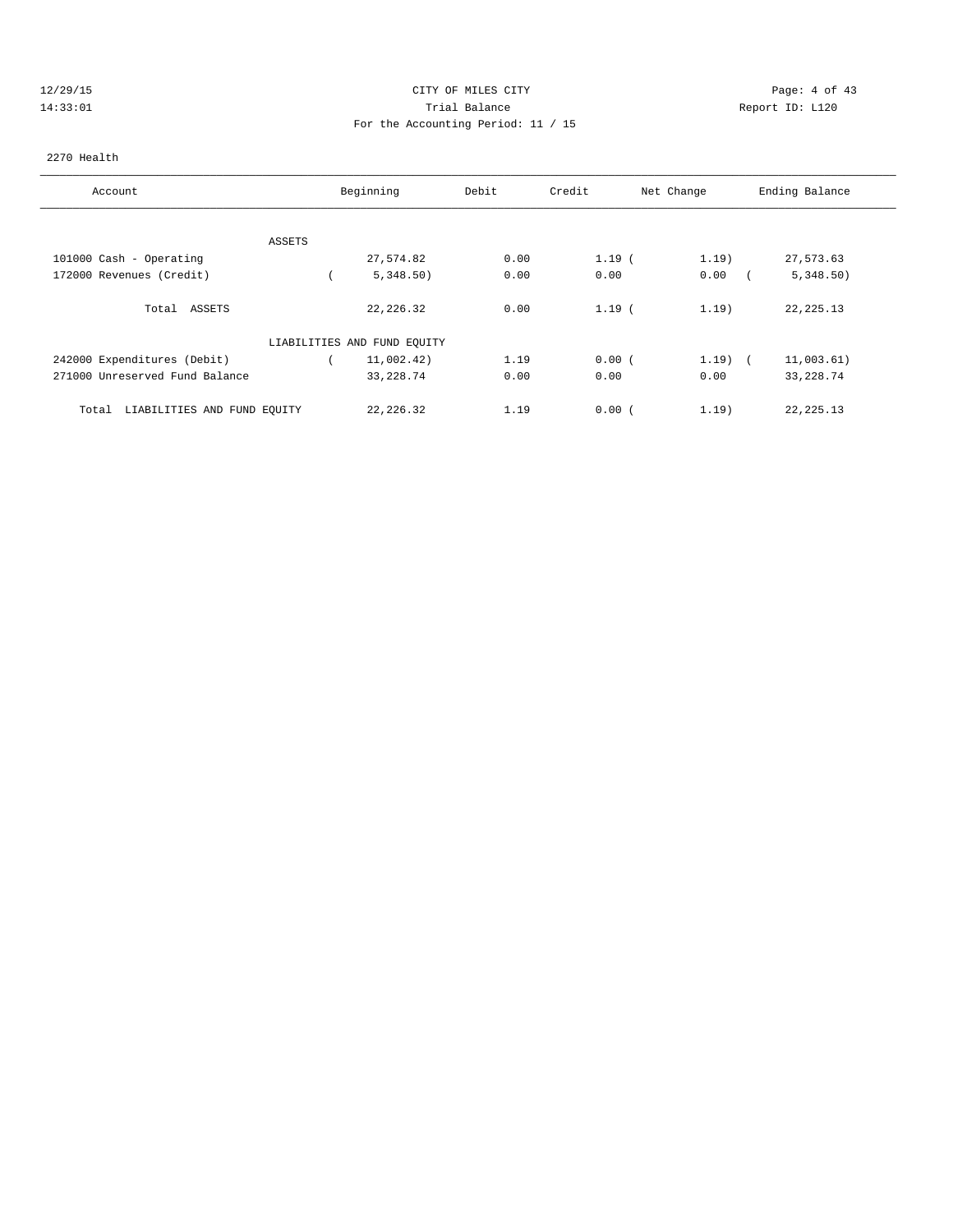CITY OF MILES CITY

Trial Balance

For the Accounting Period: 11 / 15

12/29/15
14:33:01

Report ID: L120

2270 Health

| Account | Beginning | Debit | Credit | Net Change | Ending Balance |
|---|---|---|---|---|---|
| ASSETS | | | | | |
| 101000 Cash - Operating | 27,574.82 | 0.00 | 1.19 | ( 1.19) | 27,573.63 |
| 172000 Revenues (Credit) | ( 5,348.50) | 0.00 | 0.00 | 0.00 | ( 5,348.50) |
| Total ASSETS | 22,226.32 | 0.00 | 1.19 | ( 1.19) | 22,225.13 |
| LIABILITIES AND FUND EQUITY | | | | | |
| 242000 Expenditures (Debit) | ( 11,002.42) | 1.19 | 0.00 | ( 1.19) | ( 11,003.61) |
| 271000 Unreserved Fund Balance | 33,228.74 | 0.00 | 0.00 | 0.00 | 33,228.74 |
| Total LIABILITIES AND FUND EQUITY | 22,226.32 | 1.19 | 0.00 | ( 1.19) | 22,225.13 |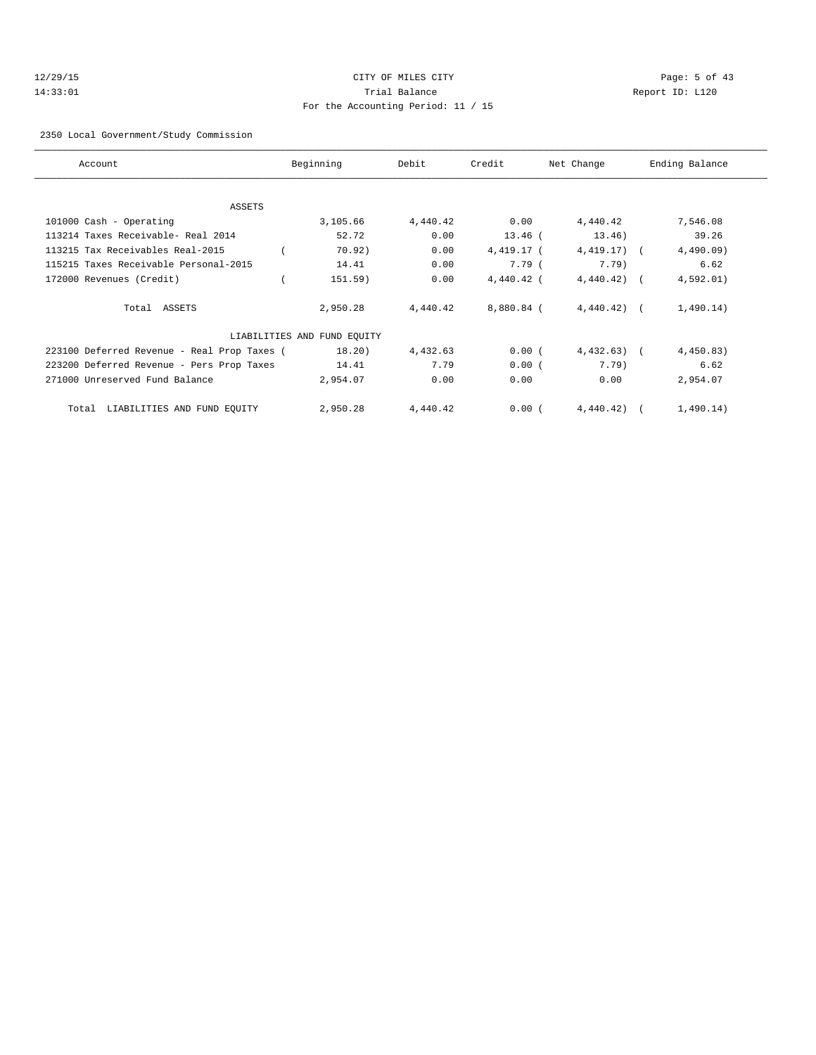CITY OF MILES CITY

Trial Balance

For the Accounting Period: 11 / 15

12/29/15
14:33:01

Report ID: L120

2350 Local Government/Study Commission

| Account | Beginning | Debit | Credit | Net Change | Ending Balance |
|---|---|---|---|---|---|
| ASSETS | | | | | |
| 101000 Cash - Operating | 3,105.66 | 4,440.42 | 0.00 | 4,440.42 | 7,546.08 |
| 113214 Taxes Receivable- Real 2014 | 52.72 | 0.00 | 13.46 | ( 13.46) | 39.26 |
| 113215 Tax Receivables Real-2015 | ( 70.92) | 0.00 | 4,419.17 | ( 4,419.17) | ( 4,490.09) |
| 115215 Taxes Receivable Personal-2015 | 14.41 | 0.00 | 7.79 | ( 7.79) | 6.62 |
| 172000 Revenues (Credit) | ( 151.59) | 0.00 | 4,440.42 | ( 4,440.42) | ( 4,592.01) |
| Total ASSETS | 2,950.28 | 4,440.42 | 8,880.84 | ( 4,440.42) | ( 1,490.14) |
| LIABILITIES AND FUND EQUITY | | | | | |
| 223100 Deferred Revenue - Real Prop Taxes | ( 18.20) | 4,432.63 | 0.00 | ( 4,432.63) | ( 4,450.83) |
| 223200 Deferred Revenue - Pers Prop Taxes | 14.41 | 7.79 | 0.00 | ( 7.79) | 6.62 |
| 271000 Unreserved Fund Balance | 2,954.07 | 0.00 | 0.00 | 0.00 | 2,954.07 |
| Total LIABILITIES AND FUND EQUITY | 2,950.28 | 4,440.42 | 0.00 | ( 4,440.42) | ( 1,490.14) |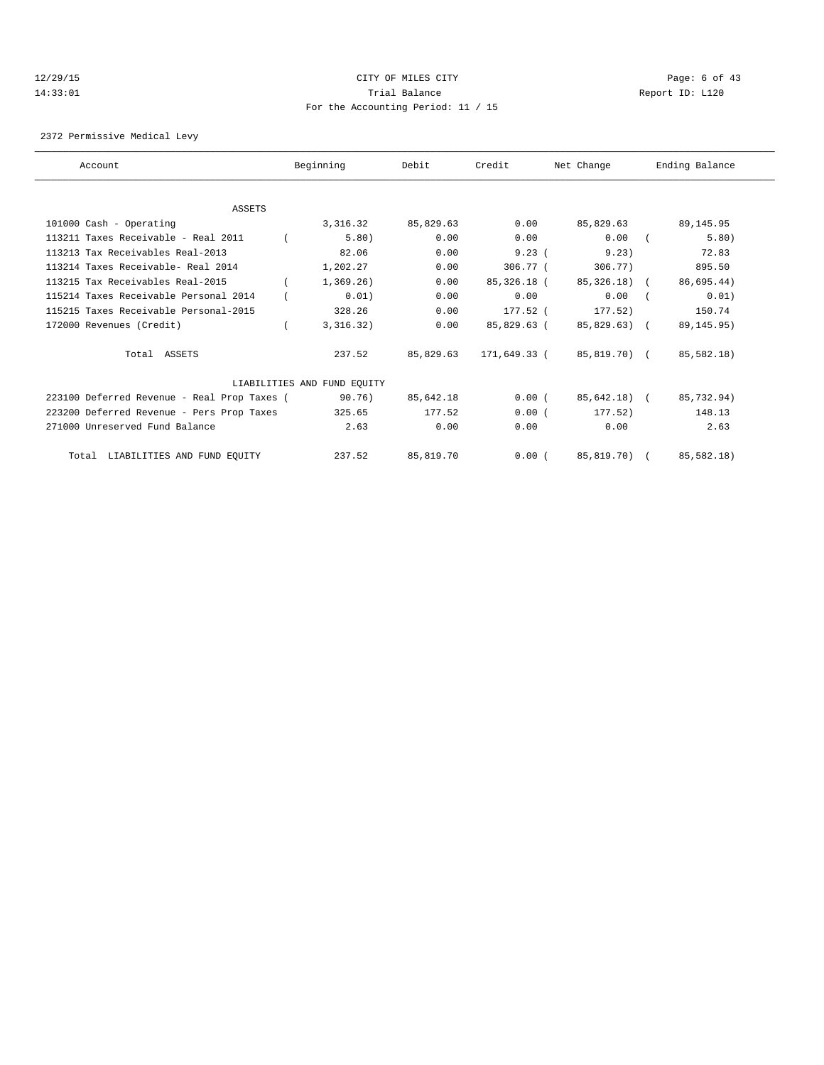12/29/15 CITY OF MILES CITY
14:33:01 Trial Balance Report ID: L120
For the Accounting Period: 11 / 15

2372 Permissive Medical Levy

| Account | Beginning | Debit | Credit | Net Change | Ending Balance |
|---|---|---|---|---|---|
| ASSETS | | | | | |
| 101000 Cash - Operating | 3,316.32 | 85,829.63 | 0.00 | 85,829.63 | 89,145.95 |
| 113211 Taxes Receivable - Real 2011 | ( 5.80) | 0.00 | 0.00 | 0.00 | ( 5.80) |
| 113213 Tax Receivables Real-2013 | 82.06 | 0.00 | 9.23 | ( 9.23) | 72.83 |
| 113214 Taxes Receivable- Real 2014 | 1,202.27 | 0.00 | 306.77 | ( 306.77) | 895.50 |
| 113215 Tax Receivables Real-2015 | ( 1,369.26) | 0.00 | 85,326.18 | ( 85,326.18) | ( 86,695.44) |
| 115214 Taxes Receivable Personal 2014 | ( 0.01) | 0.00 | 0.00 | 0.00 | ( 0.01) |
| 115215 Taxes Receivable Personal-2015 | 328.26 | 0.00 | 177.52 | ( 177.52) | 150.74 |
| 172000 Revenues (Credit) | ( 3,316.32) | 0.00 | 85,829.63 | ( 85,829.63) | ( 89,145.95) |
| Total ASSETS | 237.52 | 85,829.63 | 171,649.33 | ( 85,819.70) | ( 85,582.18) |
| LIABILITIES AND FUND EQUITY | | | | | |
| 223100 Deferred Revenue - Real Prop Taxes | ( 90.76) | 85,642.18 | 0.00 | ( 85,642.18) | ( 85,732.94) |
| 223200 Deferred Revenue - Pers Prop Taxes | 325.65 | 177.52 | 0.00 | ( 177.52) | 148.13 |
| 271000 Unreserved Fund Balance | 2.63 | 0.00 | 0.00 | 0.00 | 2.63 |
| Total LIABILITIES AND FUND EQUITY | 237.52 | 85,819.70 | 0.00 | ( 85,819.70) | ( 85,582.18) |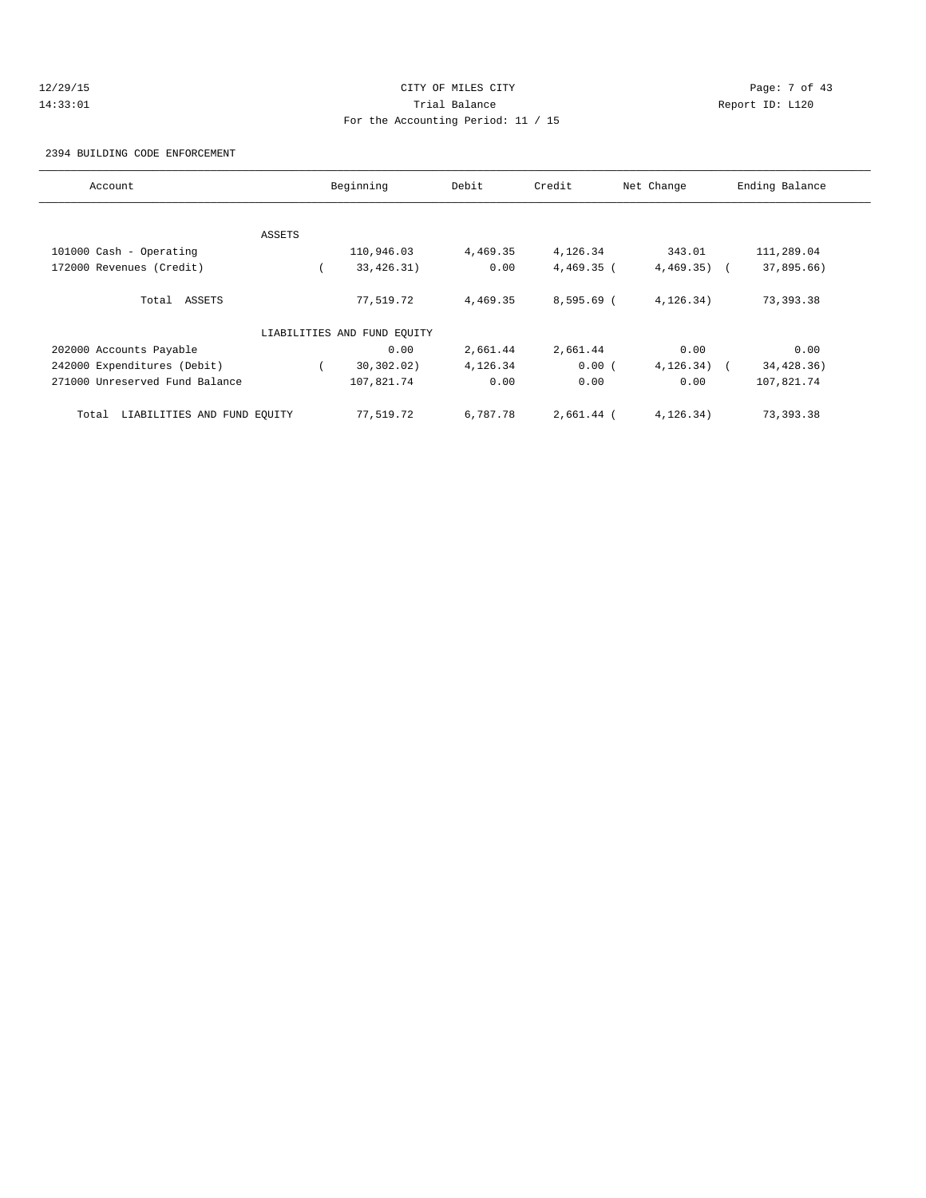CITY OF MILES CITY

Trial Balance

For the Accounting Period: 11 / 15

12/29/15
14:33:01

Report ID: L120

2394 BUILDING CODE ENFORCEMENT

| Account | Beginning | Debit | Credit | Net Change | Ending Balance |
|---|---|---|---|---|---|
| ASSETS | | | | | |
| 101000 Cash - Operating | 110,946.03 | 4,469.35 | 4,126.34 | 343.01 | 111,289.04 |
| 172000 Revenues (Credit) | ( 33,426.31) | 0.00 | 4,469.35 | ( 4,469.35) | ( 37,895.66) |
| Total ASSETS | 77,519.72 | 4,469.35 | 8,595.69 | ( 4,126.34) | 73,393.38 |
| LIABILITIES AND FUND EQUITY | | | | | |
| 202000 Accounts Payable | 0.00 | 2,661.44 | 2,661.44 | 0.00 | 0.00 |
| 242000 Expenditures (Debit) | ( 30,302.02) | 4,126.34 | 0.00 | ( 4,126.34) | ( 34,428.36) |
| 271000 Unreserved Fund Balance | 107,821.74 | 0.00 | 0.00 | 0.00 | 107,821.74 |
| Total LIABILITIES AND FUND EQUITY | 77,519.72 | 6,787.78 | 2,661.44 | ( 4,126.34) | 73,393.38 |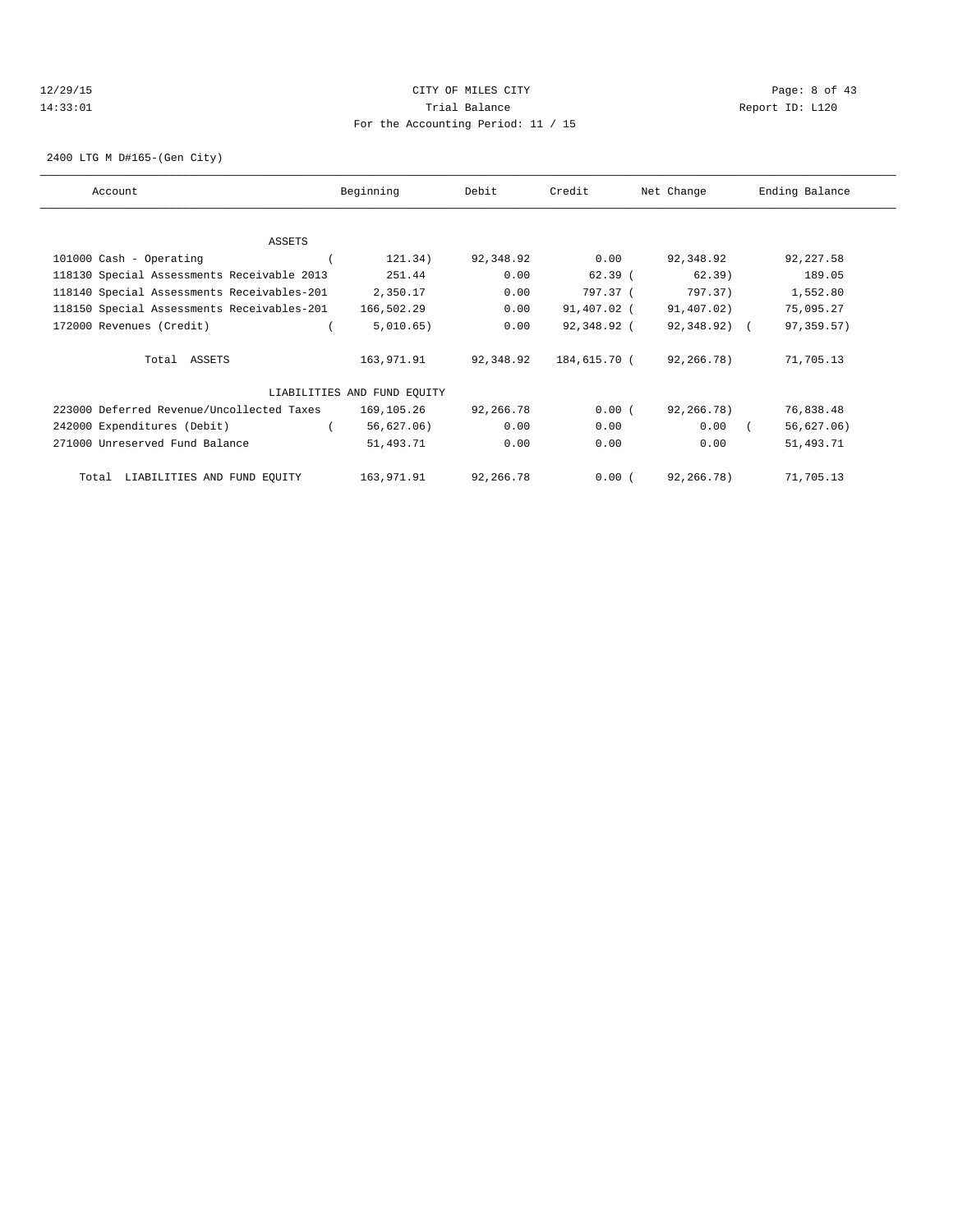CITY OF MILES CITY

Trial Balance

For the Accounting Period: 11 / 15

12/29/15
14:33:01

Report ID: L120

2400 LTG M D#165-(Gen City)

| Account | Beginning | Debit | Credit | Net Change | Ending Balance |
|---|---|---|---|---|---|
| ASSETS | | | | | |
| 101000 Cash - Operating | ( 121.34) | 92,348.92 | 0.00 | 92,348.92 | 92,227.58 |
| 118130 Special Assessments Receivable 2013 | 251.44 | 0.00 | 62.39 | ( 62.39) | 189.05 |
| 118140 Special Assessments Receivables-201 | 2,350.17 | 0.00 | 797.37 | ( 797.37) | 1,552.80 |
| 118150 Special Assessments Receivables-201 | 166,502.29 | 0.00 | 91,407.02 | ( 91,407.02) | 75,095.27 |
| 172000 Revenues (Credit) | ( 5,010.65) | 0.00 | 92,348.92 | ( 92,348.92) | ( 97,359.57) |
| Total ASSETS | 163,971.91 | 92,348.92 | 184,615.70 | ( 92,266.78) | 71,705.13 |
| LIABILITIES AND FUND EQUITY | | | | | |
| 223000 Deferred Revenue/Uncollected Taxes | 169,105.26 | 92,266.78 | 0.00 | ( 92,266.78) | 76,838.48 |
| 242000 Expenditures (Debit) | ( 56,627.06) | 0.00 | 0.00 | 0.00 | ( 56,627.06) |
| 271000 Unreserved Fund Balance | 51,493.71 | 0.00 | 0.00 | 0.00 | 51,493.71 |
| Total LIABILITIES AND FUND EQUITY | 163,971.91 | 92,266.78 | 0.00 | ( 92,266.78) | 71,705.13 |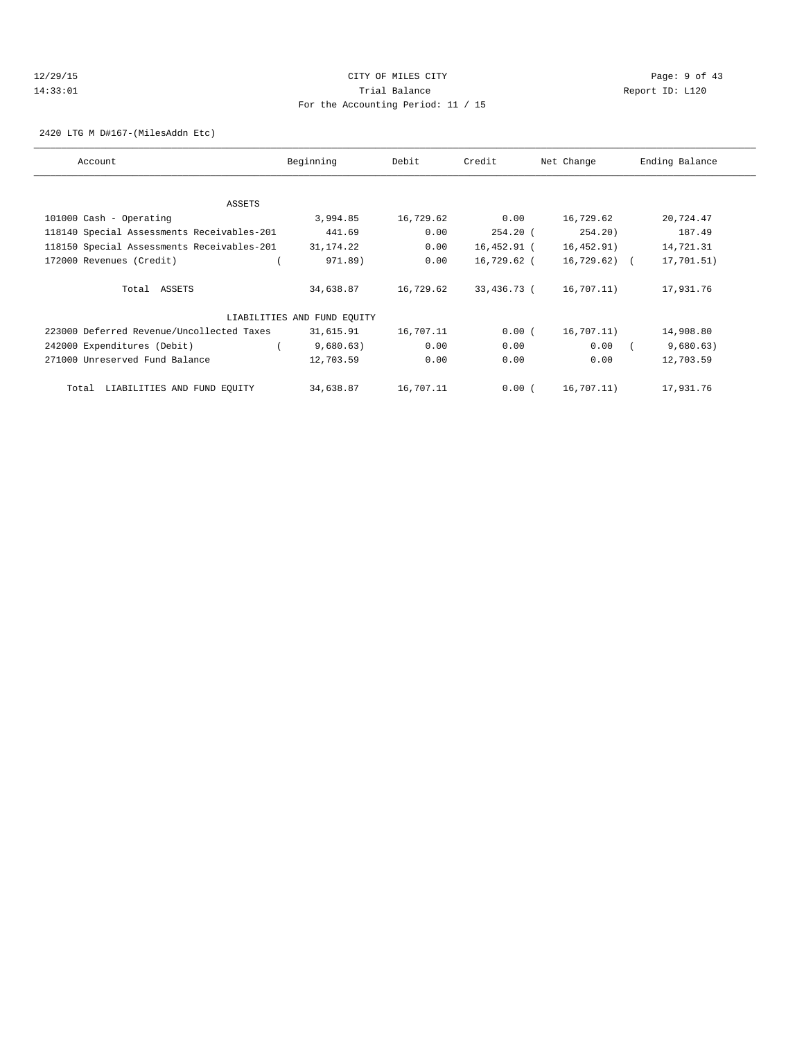CITY OF MILES CITY

Trial Balance

For the Accounting Period: 11 / 15

2420 LTG M D#167-(MilesAddn Etc)

| Account | Beginning | Debit | Credit | Net Change | Ending Balance |
|---|---|---|---|---|---|
| ASSETS | | | | | |
| 101000 Cash - Operating | 3,994.85 | 16,729.62 | 0.00 | 16,729.62 | 20,724.47 |
| 118140 Special Assessments Receivables-201 | 441.69 | 0.00 | 254.20 | ( 254.20) | 187.49 |
| 118150 Special Assessments Receivables-201 | 31,174.22 | 0.00 | 16,452.91 | ( 16,452.91) | 14,721.31 |
| 172000 Revenues (Credit) | ( 971.89) | 0.00 | 16,729.62 | ( 16,729.62) | ( 17,701.51) |
| Total ASSETS | 34,638.87 | 16,729.62 | 33,436.73 | ( 16,707.11) | 17,931.76 |
| LIABILITIES AND FUND EQUITY | | | | | |
| 223000 Deferred Revenue/Uncollected Taxes | 31,615.91 | 16,707.11 | 0.00 | ( 16,707.11) | 14,908.80 |
| 242000 Expenditures (Debit) | ( 9,680.63) | 0.00 | 0.00 | 0.00 | ( 9,680.63) |
| 271000 Unreserved Fund Balance | 12,703.59 | 0.00 | 0.00 | 0.00 | 12,703.59 |
| Total LIABILITIES AND FUND EQUITY | 34,638.87 | 16,707.11 | 0.00 | ( 16,707.11) | 17,931.76 |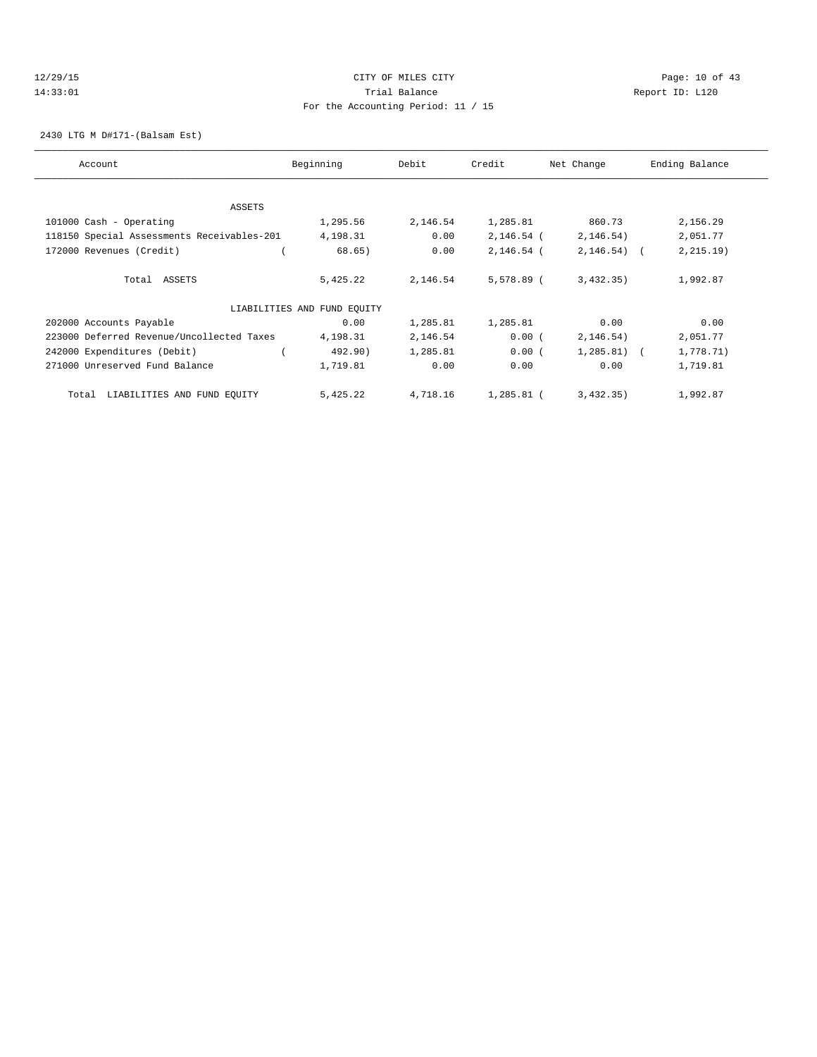CITY OF MILES CITY

Trial Balance

For the Accounting Period: 11 / 15

12/29/15 14:33:01 — Report ID: L120

2430 LTG M D#171-(Balsam Est)

| Account | Beginning | Debit | Credit | Net Change | Ending Balance |
|---|---|---|---|---|---|
| ASSETS | | | | | |
| 101000 Cash - Operating | 1,295.56 | 2,146.54 | 1,285.81 | 860.73 | 2,156.29 |
| 118150 Special Assessments Receivables-201 | 4,198.31 | 0.00 | 2,146.54 | (2,146.54) | 2,051.77 |
| 172000 Revenues (Credit) | (68.65) | 0.00 | 2,146.54 | (2,146.54) | (2,215.19) |
| Total ASSETS | 5,425.22 | 2,146.54 | 5,578.89 | (3,432.35) | 1,992.87 |
| LIABILITIES AND FUND EQUITY | | | | | |
| 202000 Accounts Payable | 0.00 | 1,285.81 | 1,285.81 | 0.00 | 0.00 |
| 223000 Deferred Revenue/Uncollected Taxes | 4,198.31 | 2,146.54 | 0.00 | (2,146.54) | 2,051.77 |
| 242000 Expenditures (Debit) | (492.90) | 1,285.81 | 0.00 | (1,285.81) | (1,778.71) |
| 271000 Unreserved Fund Balance | 1,719.81 | 0.00 | 0.00 | 0.00 | 1,719.81 |
| Total LIABILITIES AND FUND EQUITY | 5,425.22 | 4,718.16 | 1,285.81 | (3,432.35) | 1,992.87 |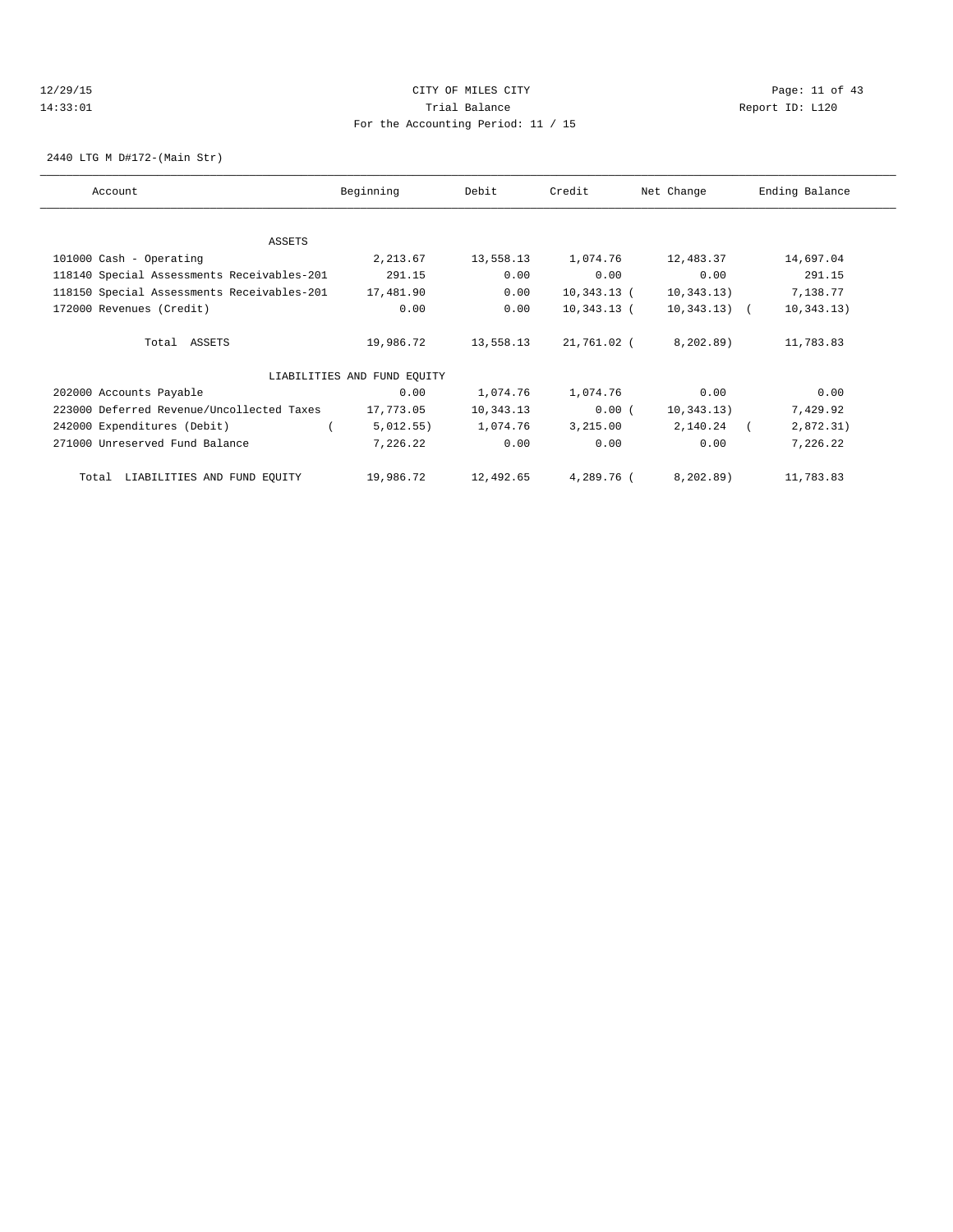CITY OF MILES CITY
Trial Balance
For the Accounting Period: 11 / 15

12/29/15 14:33:01 — Report ID: L120

2440 LTG M D#172-(Main Str)

| Account | Beginning | Debit | Credit | Net Change | Ending Balance |
|---|---|---|---|---|---|
| ASSETS | | | | | |
| 101000 Cash - Operating | 2,213.67 | 13,558.13 | 1,074.76 | 12,483.37 | 14,697.04 |
| 118140 Special Assessments Receivables-201 | 291.15 | 0.00 | 0.00 | 0.00 | 291.15 |
| 118150 Special Assessments Receivables-201 | 17,481.90 | 0.00 | 10,343.13 | (10,343.13) | 7,138.77 |
| 172000 Revenues (Credit) | 0.00 | 0.00 | 10,343.13 | (10,343.13) | (10,343.13) |
| Total ASSETS | 19,986.72 | 13,558.13 | 21,761.02 | (8,202.89) | 11,783.83 |
| LIABILITIES AND FUND EQUITY | | | | | |
| 202000 Accounts Payable | 0.00 | 1,074.76 | 1,074.76 | 0.00 | 0.00 |
| 223000 Deferred Revenue/Uncollected Taxes | 17,773.05 | 10,343.13 | 0.00 | (10,343.13) | 7,429.92 |
| 242000 Expenditures (Debit) | (5,012.55) | 1,074.76 | 3,215.00 | 2,140.24 | (2,872.31) |
| 271000 Unreserved Fund Balance | 7,226.22 | 0.00 | 0.00 | 0.00 | 7,226.22 |
| Total LIABILITIES AND FUND EQUITY | 19,986.72 | 12,492.65 | 4,289.76 | (8,202.89) | 11,783.83 |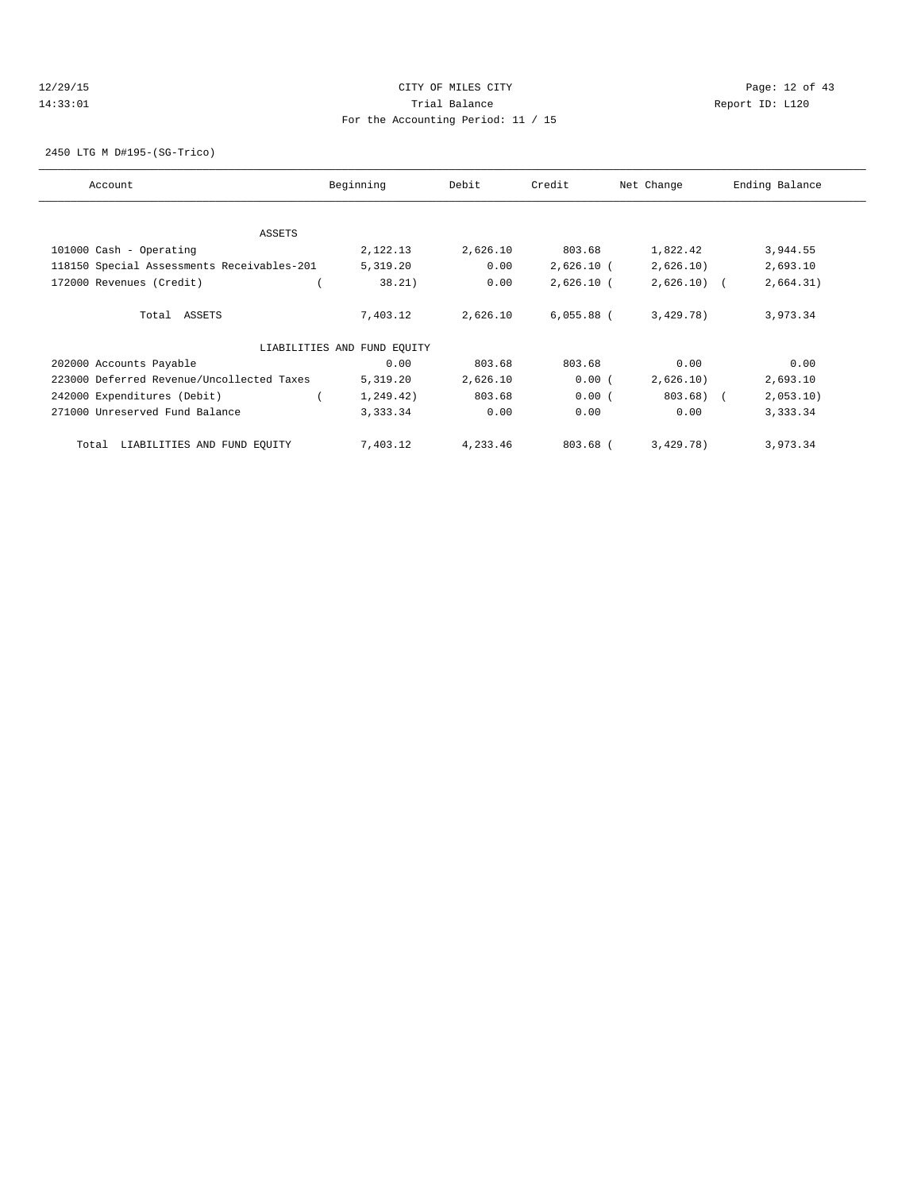CITY OF MILES CITY
Trial Balance
For the Accounting Period: 11 / 15

12/29/15
14:33:01

Report ID: L120

2450 LTG M D#195-(SG-Trico)

| Account | Beginning | Debit | Credit | Net Change | Ending Balance |
|---|---|---|---|---|---|
| ASSETS | | | | | |
| 101000 Cash - Operating | 2,122.13 | 2,626.10 | 803.68 | 1,822.42 | 3,944.55 |
| 118150 Special Assessments Receivables-201 | 5,319.20 | 0.00 | 2,626.10 | (2,626.10) | 2,693.10 |
| 172000 Revenues (Credit) | (38.21) | 0.00 | 2,626.10 | (2,626.10) | (2,664.31) |
| Total ASSETS | 7,403.12 | 2,626.10 | 6,055.88 | (3,429.78) | 3,973.34 |
| LIABILITIES AND FUND EQUITY | | | | | |
| 202000 Accounts Payable | 0.00 | 803.68 | 803.68 | 0.00 | 0.00 |
| 223000 Deferred Revenue/Uncollected Taxes | 5,319.20 | 2,626.10 | 0.00 | (2,626.10) | 2,693.10 |
| 242000 Expenditures (Debit) | (1,249.42) | 803.68 | 0.00 | (803.68) | (2,053.10) |
| 271000 Unreserved Fund Balance | 3,333.34 | 0.00 | 0.00 | 0.00 | 3,333.34 |
| Total LIABILITIES AND FUND EQUITY | 7,403.12 | 4,233.46 | 803.68 | (3,429.78) | 3,973.34 |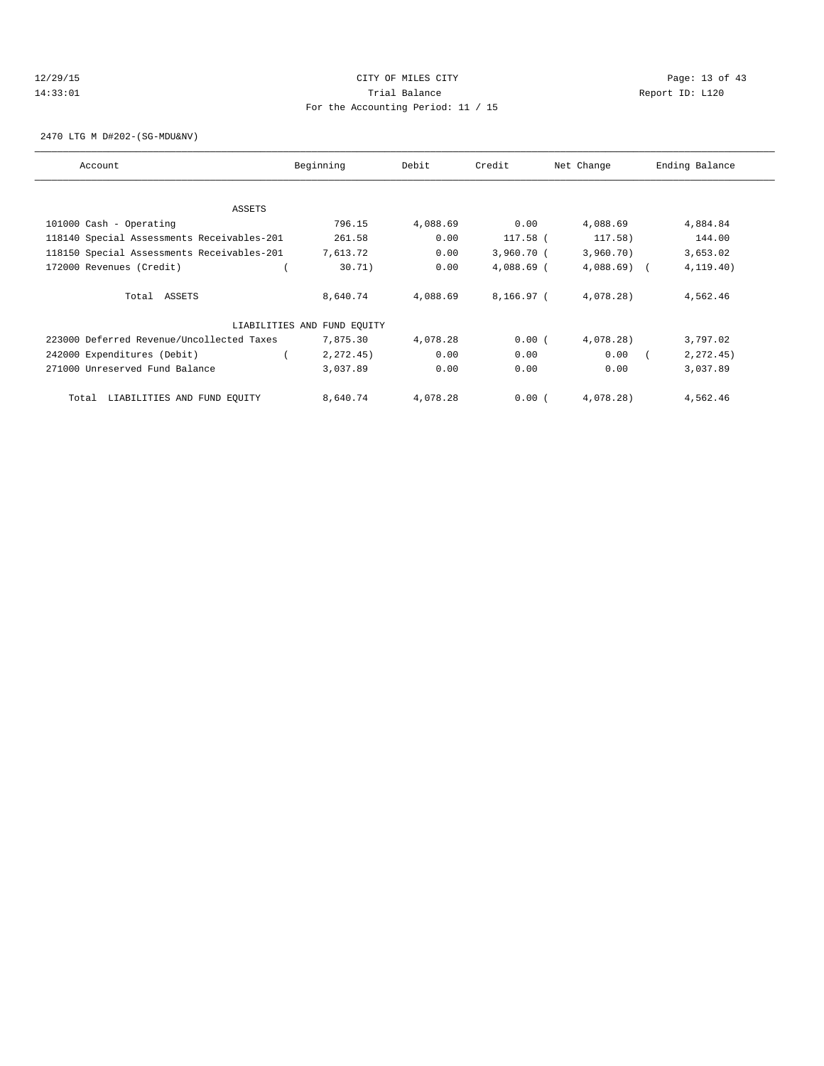CITY OF MILES CITY

Trial Balance

For the Accounting Period: 11 / 15

12/29/15 14:33:01 — Report ID: L120

2470 LTG M D#202-(SG-MDU&NV)

| Account | Beginning | Debit | Credit | Net Change | Ending Balance |
|---|---|---|---|---|---|
| ASSETS | | | | | |
| 101000 Cash - Operating | 796.15 | 4,088.69 | 0.00 | 4,088.69 | 4,884.84 |
| 118140 Special Assessments Receivables-201 | 261.58 | 0.00 | 117.58 | (117.58) | 144.00 |
| 118150 Special Assessments Receivables-201 | 7,613.72 | 0.00 | 3,960.70 | (3,960.70) | 3,653.02 |
| 172000 Revenues (Credit) | (30.71) | 0.00 | 4,088.69 | (4,088.69) | (4,119.40) |
| Total ASSETS | 8,640.74 | 4,088.69 | 8,166.97 | (4,078.28) | 4,562.46 |
| LIABILITIES AND FUND EQUITY | | | | | |
| 223000 Deferred Revenue/Uncollected Taxes | 7,875.30 | 4,078.28 | 0.00 | (4,078.28) | 3,797.02 |
| 242000 Expenditures (Debit) | (2,272.45) | 0.00 | 0.00 | 0.00 | (2,272.45) |
| 271000 Unreserved Fund Balance | 3,037.89 | 0.00 | 0.00 | 0.00 | 3,037.89 |
| Total LIABILITIES AND FUND EQUITY | 8,640.74 | 4,078.28 | 0.00 | (4,078.28) | 4,562.46 |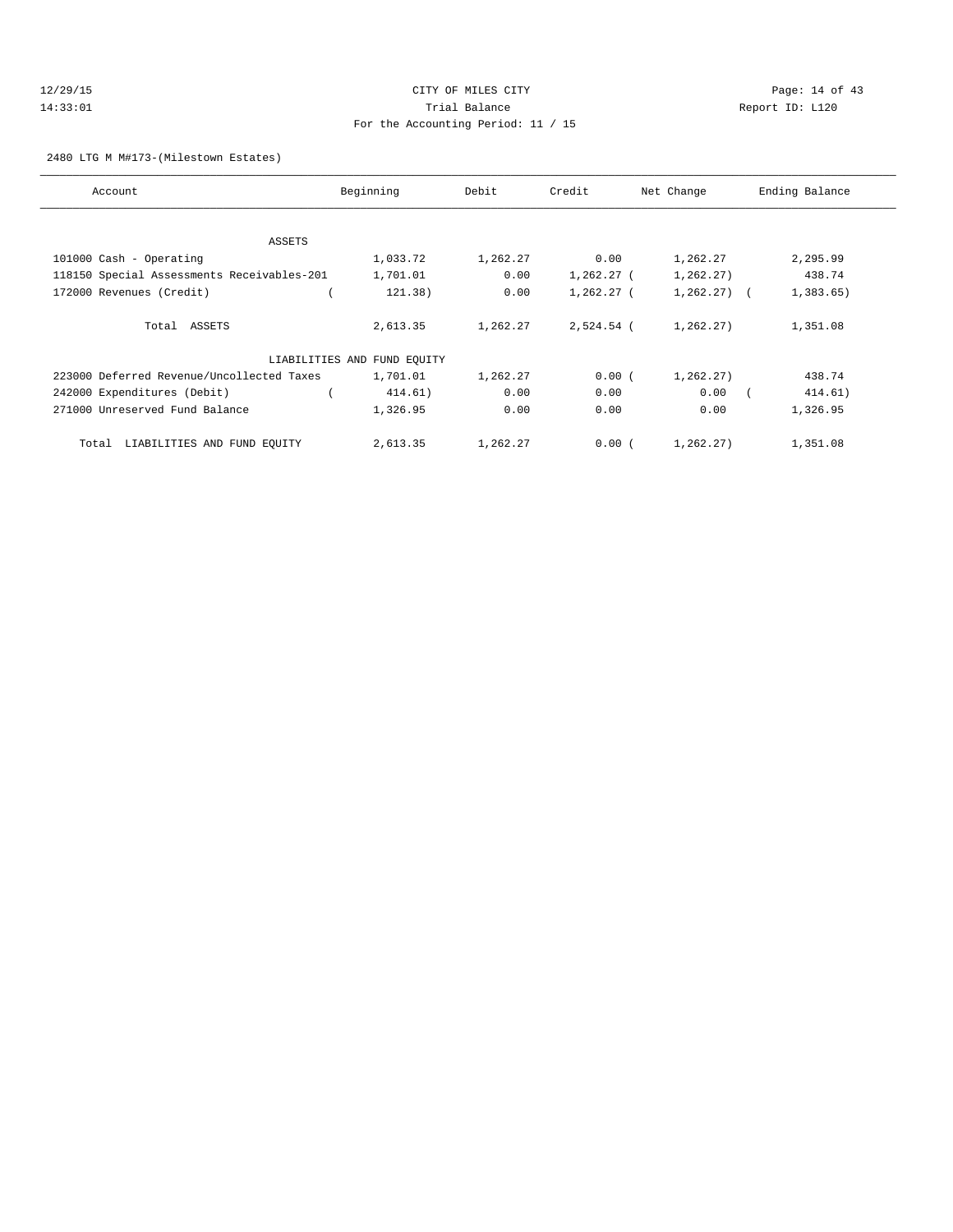CITY OF MILES CITY

Trial Balance

For the Accounting Period: 11 / 15

2480 LTG M M#173-(Milestown Estates)

| Account | Beginning | Debit | Credit | Net Change | Ending Balance |
|---|---|---|---|---|---|
| ASSETS | | | | | |
| 101000 Cash - Operating | 1,033.72 | 1,262.27 | 0.00 | 1,262.27 | 2,295.99 |
| 118150 Special Assessments Receivables-201 | 1,701.01 | 0.00 | 1,262.27 | ( 1,262.27) | 438.74 |
| 172000 Revenues (Credit) | ( 121.38) | 0.00 | 1,262.27 | ( 1,262.27) | ( 1,383.65) |
| Total ASSETS | 2,613.35 | 1,262.27 | 2,524.54 | ( 1,262.27) | 1,351.08 |
| LIABILITIES AND FUND EQUITY | | | | | |
| 223000 Deferred Revenue/Uncollected Taxes | 1,701.01 | 1,262.27 | 0.00 | ( 1,262.27) | 438.74 |
| 242000 Expenditures (Debit) | ( 414.61) | 0.00 | 0.00 | 0.00 | ( 414.61) |
| 271000 Unreserved Fund Balance | 1,326.95 | 0.00 | 0.00 | 0.00 | 1,326.95 |
| Total LIABILITIES AND FUND EQUITY | 2,613.35 | 1,262.27 | 0.00 | ( 1,262.27) | 1,351.08 |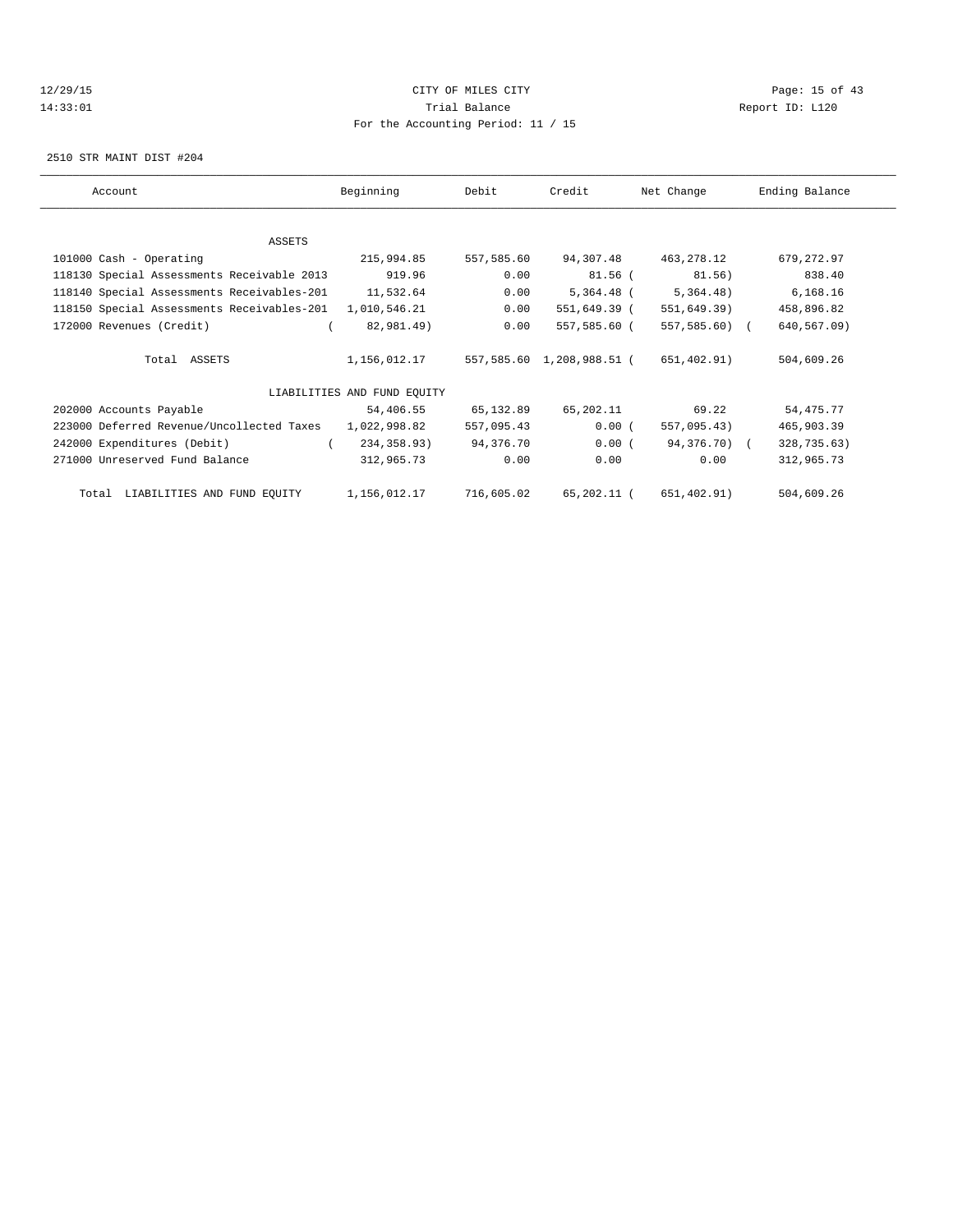CITY OF MILES CITY

Trial Balance

For the Accounting Period: 11 / 15

12/29/15 14:33:01 — Report ID: L120

2510 STR MAINT DIST #204

| Account | Beginning | Debit | Credit | Net Change | Ending Balance |
|---|---|---|---|---|---|
| ASSETS | | | | | |
| 101000 Cash - Operating | 215,994.85 | 557,585.60 | 94,307.48 | 463,278.12 | 679,272.97 |
| 118130 Special Assessments Receivable 2013 | 919.96 | 0.00 | 81.56 | ( 81.56) | 838.40 |
| 118140 Special Assessments Receivables-201 | 11,532.64 | 0.00 | 5,364.48 | ( 5,364.48) | 6,168.16 |
| 118150 Special Assessments Receivables-201 | 1,010,546.21 | 0.00 | 551,649.39 | ( 551,649.39) | 458,896.82 |
| 172000 Revenues (Credit) | ( 82,981.49) | 0.00 | 557,585.60 | ( 557,585.60) | ( 640,567.09) |
| Total ASSETS | 1,156,012.17 | 557,585.60 | 1,208,988.51 | ( 651,402.91) | 504,609.26 |
| LIABILITIES AND FUND EQUITY | | | | | |
| 202000 Accounts Payable | 54,406.55 | 65,132.89 | 65,202.11 | 69.22 | 54,475.77 |
| 223000 Deferred Revenue/Uncollected Taxes | 1,022,998.82 | 557,095.43 | 0.00 | ( 557,095.43) | 465,903.39 |
| 242000 Expenditures (Debit) | ( 234,358.93) | 94,376.70 | 0.00 | ( 94,376.70) | ( 328,735.63) |
| 271000 Unreserved Fund Balance | 312,965.73 | 0.00 | 0.00 | 0.00 | 312,965.73 |
| Total LIABILITIES AND FUND EQUITY | 1,156,012.17 | 716,605.02 | 65,202.11 | ( 651,402.91) | 504,609.26 |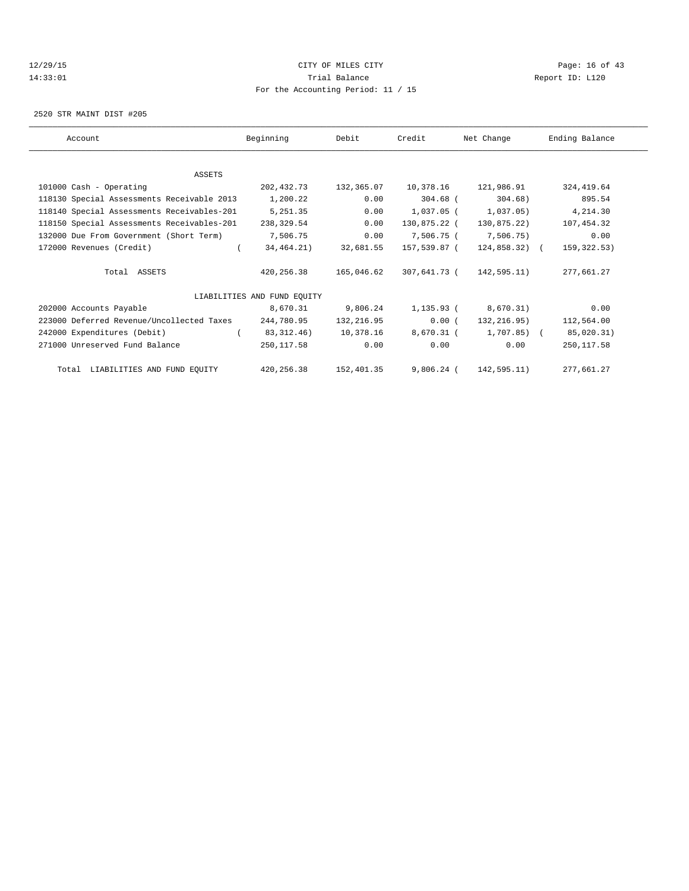CITY OF MILES CITY
Trial Balance
For the Accounting Period: 11 / 15

12/29/15
14:33:01

Report ID: L120

2520 STR MAINT DIST #205

| Account | Beginning | Debit | Credit | Net Change | Ending Balance |
|---|---|---|---|---|---|
| ASSETS | | | | | |
| 101000 Cash - Operating | 202,432.73 | 132,365.07 | 10,378.16 | 121,986.91 | 324,419.64 |
| 118130 Special Assessments Receivable 2013 | 1,200.22 | 0.00 | 304.68 | ( 304.68) | 895.54 |
| 118140 Special Assessments Receivables-201 | 5,251.35 | 0.00 | 1,037.05 | ( 1,037.05) | 4,214.30 |
| 118150 Special Assessments Receivables-201 | 238,329.54 | 0.00 | 130,875.22 | ( 130,875.22) | 107,454.32 |
| 132000 Due From Government (Short Term) | 7,506.75 | 0.00 | 7,506.75 | ( 7,506.75) | 0.00 |
| 172000 Revenues (Credit) | ( 34,464.21) | 32,681.55 | 157,539.87 | ( 124,858.32) | ( 159,322.53) |
| Total ASSETS | 420,256.38 | 165,046.62 | 307,641.73 | ( 142,595.11) | 277,661.27 |
| LIABILITIES AND FUND EQUITY | | | | | |
| 202000 Accounts Payable | 8,670.31 | 9,806.24 | 1,135.93 | ( 8,670.31) | 0.00 |
| 223000 Deferred Revenue/Uncollected Taxes | 244,780.95 | 132,216.95 | 0.00 | ( 132,216.95) | 112,564.00 |
| 242000 Expenditures (Debit) | ( 83,312.46) | 10,378.16 | 8,670.31 | ( 1,707.85) | ( 85,020.31) |
| 271000 Unreserved Fund Balance | 250,117.58 | 0.00 | 0.00 | 0.00 | 250,117.58 |
| Total LIABILITIES AND FUND EQUITY | 420,256.38 | 152,401.35 | 9,806.24 | ( 142,595.11) | 277,661.27 |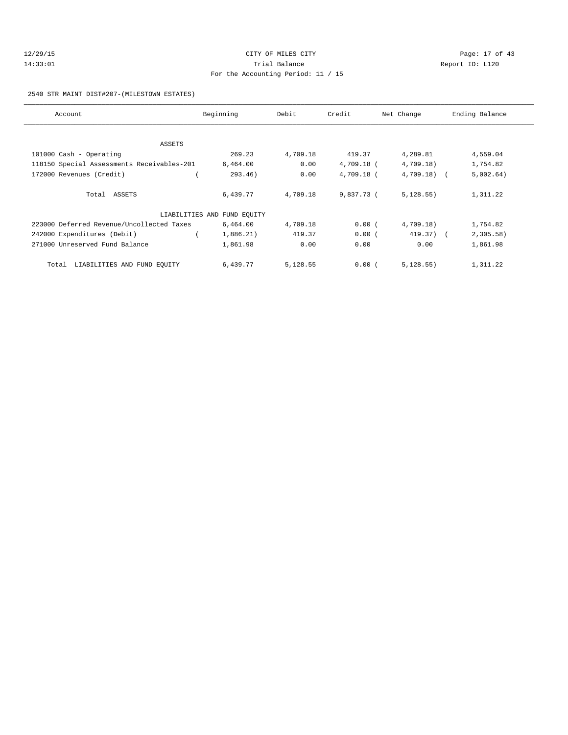CITY OF MILES CITY

Trial Balance

For the Accounting Period: 11 / 15

2540 STR MAINT DIST#207-(MILESTOWN ESTATES)

| Account | Beginning | Debit | Credit | Net Change | Ending Balance |
|---|---|---|---|---|---|
| ASSETS | | | | | |
| 101000 Cash - Operating | 269.23 | 4,709.18 | 419.37 | 4,289.81 | 4,559.04 |
| 118150 Special Assessments Receivables-201 | 6,464.00 | 0.00 | 4,709.18 | (4,709.18) | 1,754.82 |
| 172000 Revenues (Credit) | (293.46) | 0.00 | 4,709.18 | (4,709.18) | (5,002.64) |
| Total ASSETS | 6,439.77 | 4,709.18 | 9,837.73 | (5,128.55) | 1,311.22 |
| LIABILITIES AND FUND EQUITY | | | | | |
| 223000 Deferred Revenue/Uncollected Taxes | 6,464.00 | 4,709.18 | 0.00 | (4,709.18) | 1,754.82 |
| 242000 Expenditures (Debit) | (1,886.21) | 419.37 | 0.00 | (419.37) | (2,305.58) |
| 271000 Unreserved Fund Balance | 1,861.98 | 0.00 | 0.00 | 0.00 | 1,861.98 |
| Total LIABILITIES AND FUND EQUITY | 6,439.77 | 5,128.55 | 0.00 | (5,128.55) | 1,311.22 |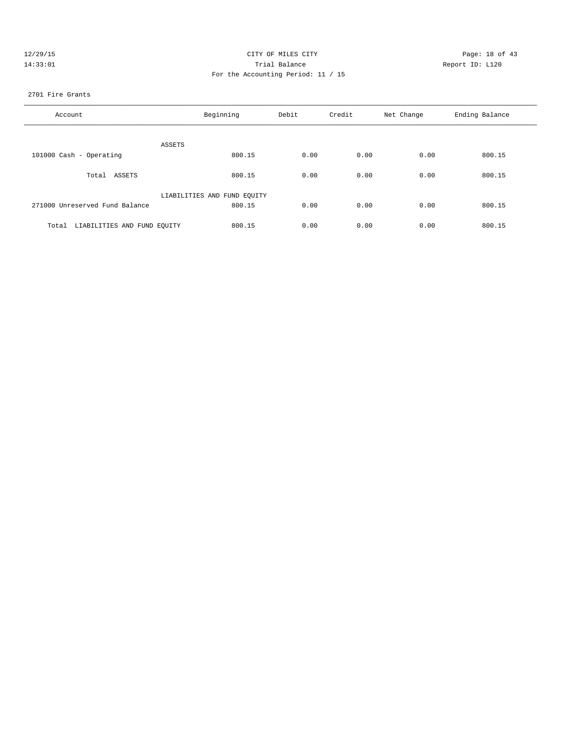CITY OF MILES CITY

Trial Balance

For the Accounting Period: 11 / 15

12/29/15 14:33:01 Report ID: L120

2701 Fire Grants

| Account | Beginning | Debit | Credit | Net Change | Ending Balance |
|---|---|---|---|---|---|
| ASSETS | | | | | |
| 101000 Cash - Operating | 800.15 | 0.00 | 0.00 | 0.00 | 800.15 |
| Total ASSETS | 800.15 | 0.00 | 0.00 | 0.00 | 800.15 |
| LIABILITIES AND FUND EQUITY | | | | | |
| 271000 Unreserved Fund Balance | 800.15 | 0.00 | 0.00 | 0.00 | 800.15 |
| Total LIABILITIES AND FUND EQUITY | 800.15 | 0.00 | 0.00 | 0.00 | 800.15 |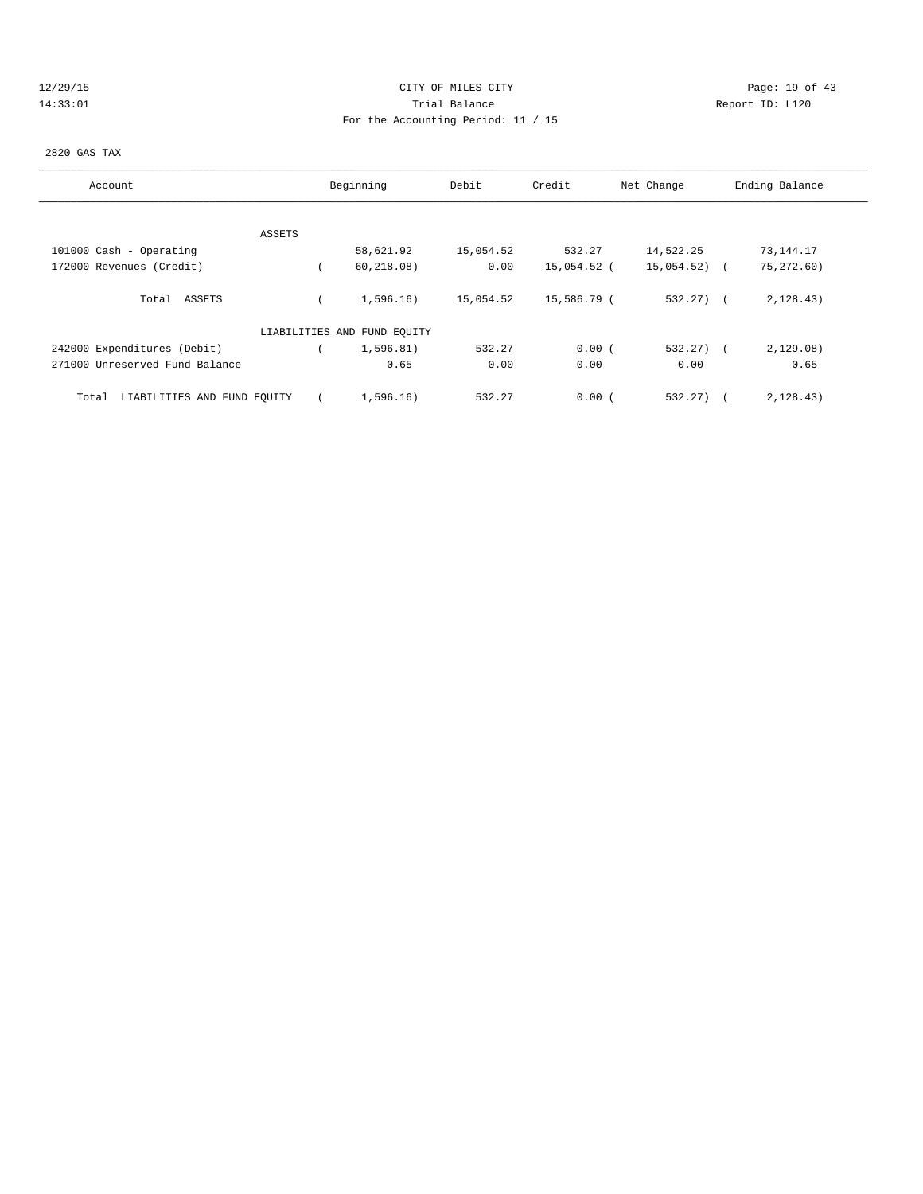CITY OF MILES CITY
Trial Balance
For the Accounting Period: 11 / 15

2820 GAS TAX

| Account | Beginning | Debit | Credit | Net Change | Ending Balance |
|---|---|---|---|---|---|
| ASSETS | | | | | |
| 101000 Cash - Operating | 58,621.92 | 15,054.52 | 532.27 | 14,522.25 | 73,144.17 |
| 172000 Revenues (Credit) | (60,218.08) | 0.00 | 15,054.52 | (15,054.52) | (75,272.60) |
| Total ASSETS | (1,596.16) | 15,054.52 | 15,586.79 | (532.27) | (2,128.43) |
| LIABILITIES AND FUND EQUITY | | | | | |
| 242000 Expenditures (Debit) | (1,596.81) | 532.27 | 0.00 | (532.27) | (2,129.08) |
| 271000 Unreserved Fund Balance | 0.65 | 0.00 | 0.00 | 0.00 | 0.65 |
| Total LIABILITIES AND FUND EQUITY | (1,596.16) | 532.27 | 0.00 | (532.27) | (2,128.43) |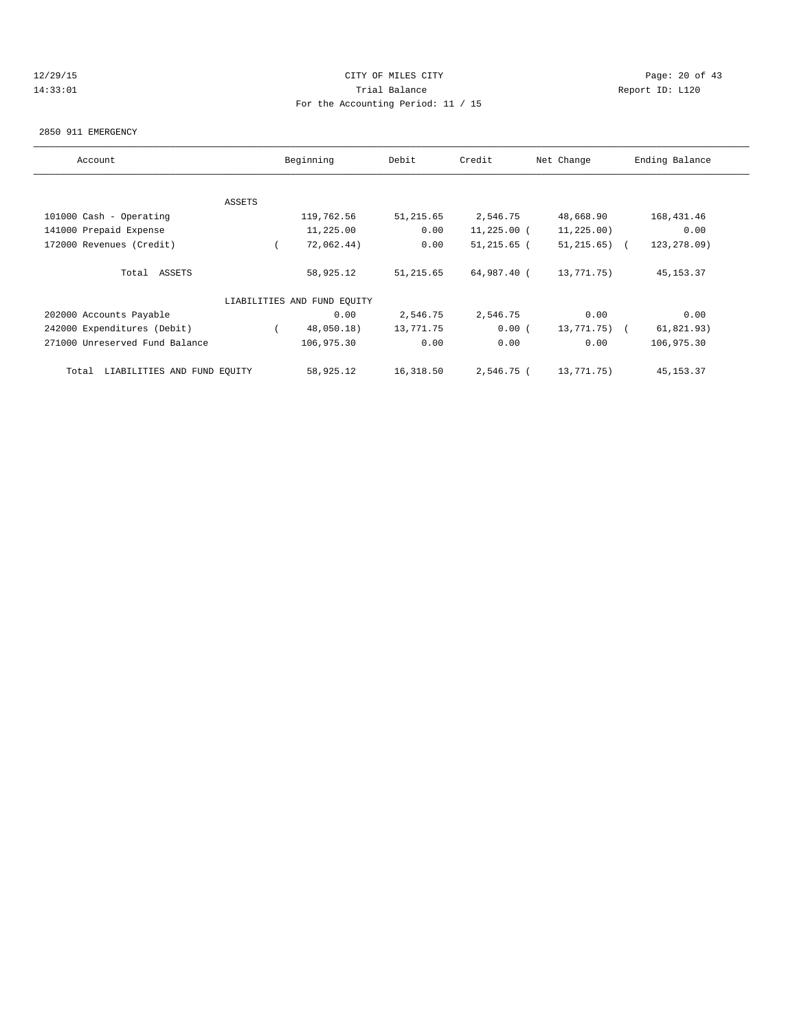CITY OF MILES CITY
Trial Balance
For the Accounting Period: 11 / 15

12/29/15 14:33:01 Report ID: L120

2850 911 EMERGENCY

| Account | Beginning | Debit | Credit | Net Change | Ending Balance |
|---|---|---|---|---|---|
| ASSETS | | | | | |
| 101000 Cash - Operating | 119,762.56 | 51,215.65 | 2,546.75 | 48,668.90 | 168,431.46 |
| 141000 Prepaid Expense | 11,225.00 | 0.00 | 11,225.00 | ( 11,225.00) | 0.00 |
| 172000 Revenues (Credit) | ( 72,062.44) | 0.00 | 51,215.65 | ( 51,215.65) | ( 123,278.09) |
| Total ASSETS | 58,925.12 | 51,215.65 | 64,987.40 | ( 13,771.75) | 45,153.37 |
| LIABILITIES AND FUND EQUITY | | | | | |
| 202000 Accounts Payable | 0.00 | 2,546.75 | 2,546.75 | 0.00 | 0.00 |
| 242000 Expenditures (Debit) | ( 48,050.18) | 13,771.75 | 0.00 | ( 13,771.75) | ( 61,821.93) |
| 271000 Unreserved Fund Balance | 106,975.30 | 0.00 | 0.00 | 0.00 | 106,975.30 |
| Total LIABILITIES AND FUND EQUITY | 58,925.12 | 16,318.50 | 2,546.75 | ( 13,771.75) | 45,153.37 |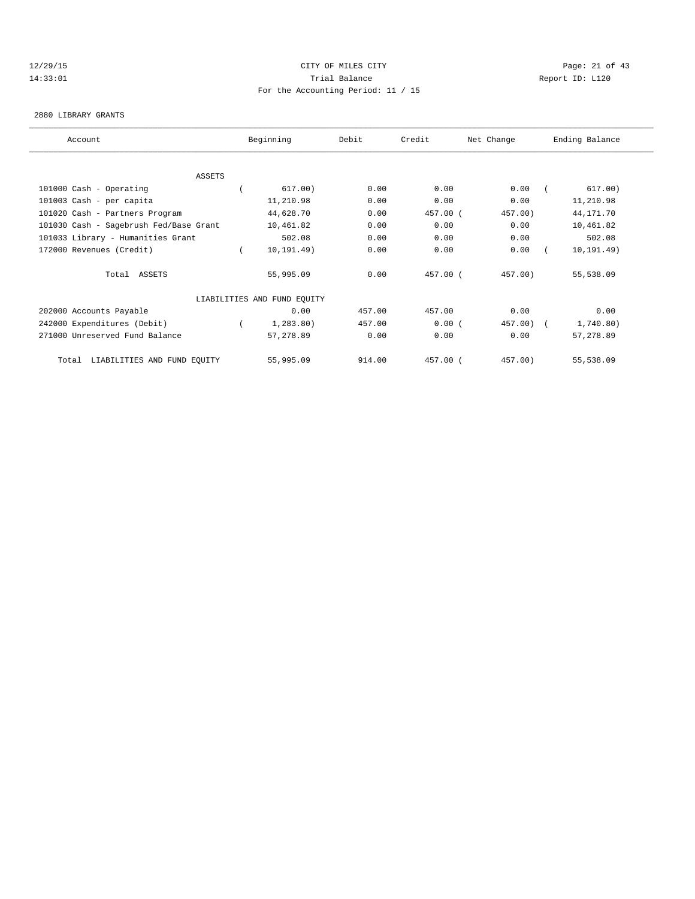CITY OF MILES CITY

Trial Balance

For the Accounting Period: 11 / 15

2880 LIBRARY GRANTS

| Account | Beginning | Debit | Credit | Net Change | Ending Balance |
|---|---|---|---|---|---|
| ASSETS | | | | | |
| 101000 Cash - Operating | ( 617.00) | 0.00 | 0.00 | 0.00 | ( 617.00) |
| 101003 Cash - per capita | 11,210.98 | 0.00 | 0.00 | 0.00 | 11,210.98 |
| 101020 Cash - Partners Program | 44,628.70 | 0.00 | 457.00 | ( 457.00) | 44,171.70 |
| 101030 Cash - Sagebrush Fed/Base Grant | 10,461.82 | 0.00 | 0.00 | 0.00 | 10,461.82 |
| 101033 Library - Humanities Grant | 502.08 | 0.00 | 0.00 | 0.00 | 502.08 |
| 172000 Revenues (Credit) | ( 10,191.49) | 0.00 | 0.00 | 0.00 | ( 10,191.49) |
| Total ASSETS | 55,995.09 | 0.00 | 457.00 | ( 457.00) | 55,538.09 |
| LIABILITIES AND FUND EQUITY | | | | | |
| 202000 Accounts Payable | 0.00 | 457.00 | 457.00 | 0.00 | 0.00 |
| 242000 Expenditures (Debit) | ( 1,283.80) | 457.00 | 0.00 | ( 457.00) | ( 1,740.80) |
| 271000 Unreserved Fund Balance | 57,278.89 | 0.00 | 0.00 | 0.00 | 57,278.89 |
| Total LIABILITIES AND FUND EQUITY | 55,995.09 | 914.00 | 457.00 | ( 457.00) | 55,538.09 |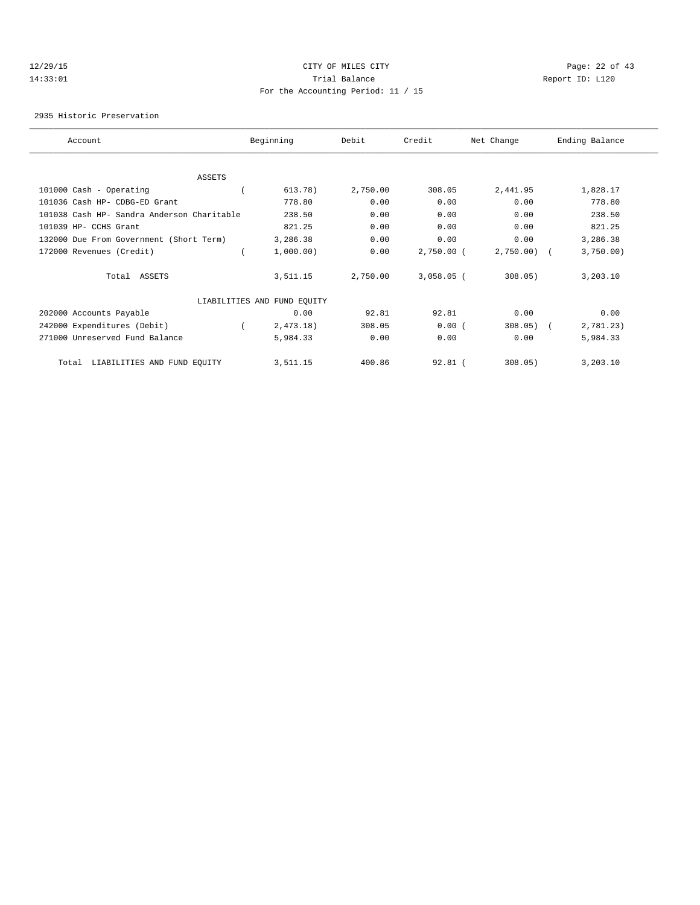CITY OF MILES CITY

Trial Balance

For the Accounting Period: 11 / 15

12/29/15 14:33:01 — Report ID: L120

2935 Historic Preservation

| Account | Beginning | Debit | Credit | Net Change | Ending Balance |
|---|---|---|---|---|---|
| ASSETS | | | | | |
| 101000 Cash - Operating | (613.78) | 2,750.00 | 308.05 | 2,441.95 | 1,828.17 |
| 101036 Cash HP- CDBG-ED Grant | 778.80 | 0.00 | 0.00 | 0.00 | 778.80 |
| 101038 Cash HP- Sandra Anderson Charitable | 238.50 | 0.00 | 0.00 | 0.00 | 238.50 |
| 101039 HP- CCHS Grant | 821.25 | 0.00 | 0.00 | 0.00 | 821.25 |
| 132000 Due From Government (Short Term) | 3,286.38 | 0.00 | 0.00 | 0.00 | 3,286.38 |
| 172000 Revenues (Credit) | (1,000.00) | 0.00 | 2,750.00 | (2,750.00) | (3,750.00) |
| Total ASSETS | 3,511.15 | 2,750.00 | 3,058.05 | (308.05) | 3,203.10 |
| LIABILITIES AND FUND EQUITY | | | | | |
| 202000 Accounts Payable | 0.00 | 92.81 | 92.81 | 0.00 | 0.00 |
| 242000 Expenditures (Debit) | (2,473.18) | 308.05 | 0.00 | (308.05) | (2,781.23) |
| 271000 Unreserved Fund Balance | 5,984.33 | 0.00 | 0.00 | 0.00 | 5,984.33 |
| Total LIABILITIES AND FUND EQUITY | 3,511.15 | 400.86 | 92.81 | (308.05) | 3,203.10 |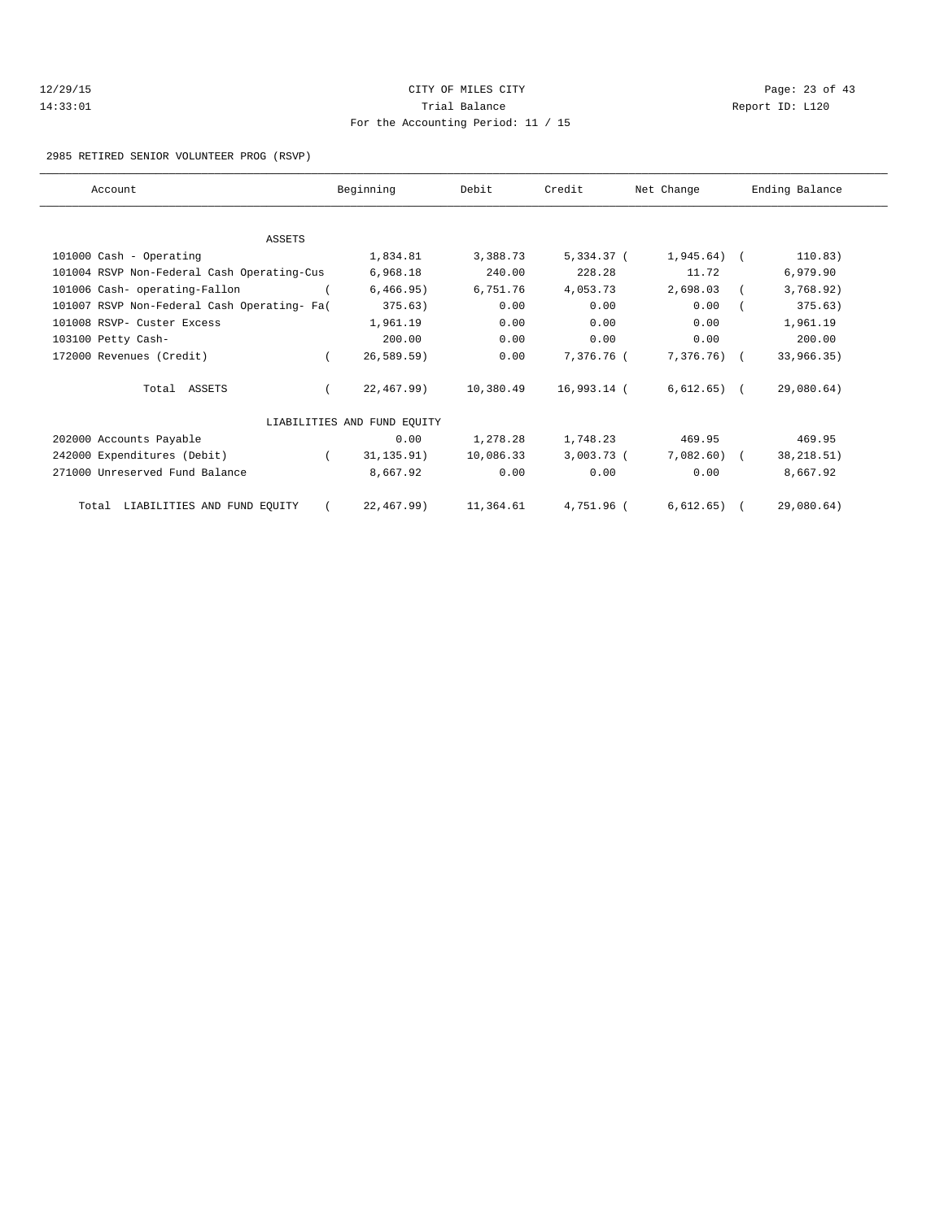CITY OF MILES CITY

Trial Balance

For the Accounting Period: 11 / 15

12/29/15

14:33:01

Report ID: L120

2985 RETIRED SENIOR VOLUNTEER PROG (RSVP)

| Account | Beginning | Debit | Credit | Net Change | Ending Balance |
|---|---|---|---|---|---|
| ASSETS | | | | | |
| 101000 Cash - Operating | 1,834.81 | 3,388.73 | 5,334.37 | ( 1,945.64) | ( 110.83) |
| 101004 RSVP Non-Federal Cash Operating-Cus | 6,968.18 | 240.00 | 228.28 | 11.72 | 6,979.90 |
| 101006 Cash- operating-Fallon | ( 6,466.95) | 6,751.76 | 4,053.73 | 2,698.03 | ( 3,768.92) |
| 101007 RSVP Non-Federal Cash Operating- Fa | ( 375.63) | 0.00 | 0.00 | 0.00 | ( 375.63) |
| 101008 RSVP- Custer Excess | 1,961.19 | 0.00 | 0.00 | 0.00 | 1,961.19 |
| 103100 Petty Cash- | 200.00 | 0.00 | 0.00 | 0.00 | 200.00 |
| 172000 Revenues (Credit) | ( 26,589.59) | 0.00 | 7,376.76 | ( 7,376.76) | ( 33,966.35) |
| Total ASSETS | ( 22,467.99) | 10,380.49 | 16,993.14 | ( 6,612.65) | ( 29,080.64) |
| LIABILITIES AND FUND EQUITY | | | | | |
| 202000 Accounts Payable | 0.00 | 1,278.28 | 1,748.23 | 469.95 | 469.95 |
| 242000 Expenditures (Debit) | ( 31,135.91) | 10,086.33 | 3,003.73 | ( 7,082.60) | ( 38,218.51) |
| 271000 Unreserved Fund Balance | 8,667.92 | 0.00 | 0.00 | 0.00 | 8,667.92 |
| Total LIABILITIES AND FUND EQUITY | ( 22,467.99) | 11,364.61 | 4,751.96 | ( 6,612.65) | ( 29,080.64) |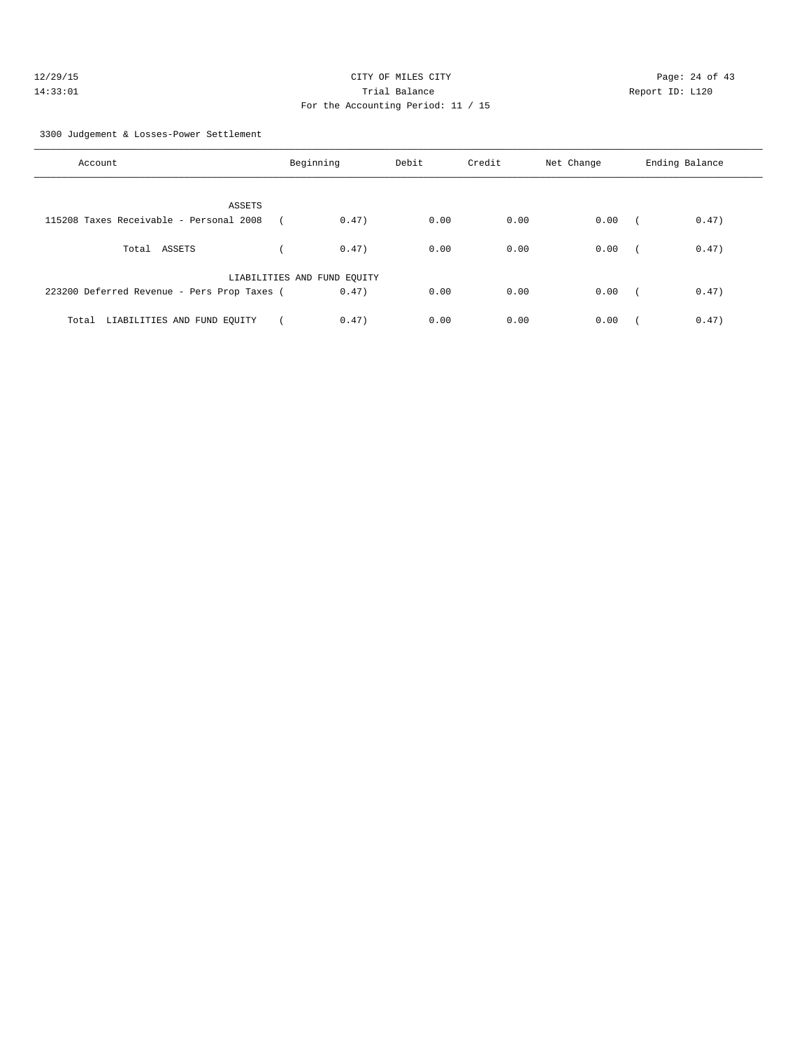3300 Judgement & Losses-Power Settlement

| Account | Beginning | Debit | Credit | Net Change | Ending Balance |
|---|---|---|---|---|---|
| ASSETS | | | | | |
| 115208 Taxes Receivable - Personal 2008 | ( 0.47) | 0.00 | 0.00 | 0.00 | ( 0.47) |
| Total ASSETS | ( 0.47) | 0.00 | 0.00 | 0.00 | ( 0.47) |
| LIABILITIES AND FUND EQUITY | | | | | |
| 223200 Deferred Revenue - Pers Prop Taxes | ( 0.47) | 0.00 | 0.00 | 0.00 | ( 0.47) |
| Total LIABILITIES AND FUND EQUITY | ( 0.47) | 0.00 | 0.00 | 0.00 | ( 0.47) |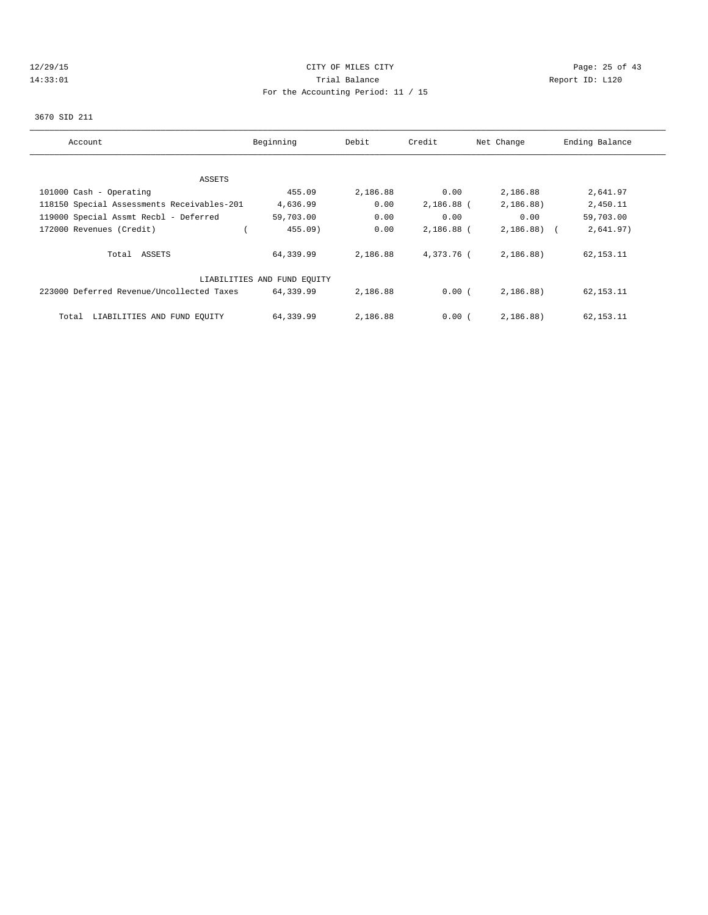CITY OF MILES CITY

Trial Balance

For the Accounting Period: 11 / 15

12/29/15
14:33:01

Report ID: L120

3670 SID 211

| Account | Beginning | Debit | Credit | Net Change | Ending Balance |
|---|---|---|---|---|---|
| ASSETS | | | | | |
| 101000 Cash - Operating | 455.09 | 2,186.88 | 0.00 | 2,186.88 | 2,641.97 |
| 118150 Special Assessments Receivables-201 | 4,636.99 | 0.00 | 2,186.88 | (2,186.88) | 2,450.11 |
| 119000 Special Assmt Recbl - Deferred | 59,703.00 | 0.00 | 0.00 | 0.00 | 59,703.00 |
| 172000 Revenues (Credit) | (455.09) | 0.00 | 2,186.88 | (2,186.88) | (2,641.97) |
| Total ASSETS | 64,339.99 | 2,186.88 | 4,373.76 | (2,186.88) | 62,153.11 |
| LIABILITIES AND FUND EQUITY | | | | | |
| 223000 Deferred Revenue/Uncollected Taxes | 64,339.99 | 2,186.88 | 0.00 | (2,186.88) | 62,153.11 |
| Total LIABILITIES AND FUND EQUITY | 64,339.99 | 2,186.88 | 0.00 | (2,186.88) | 62,153.11 |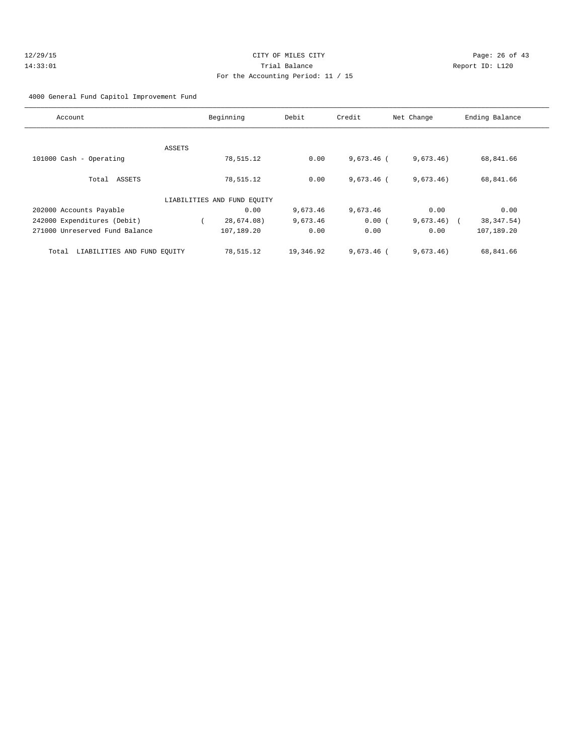CITY OF MILES CITY

Trial Balance

For the Accounting Period: 11 / 15

4000 General Fund Capitol Improvement Fund

| Account | Beginning | Debit | Credit | Net Change | Ending Balance |
|---|---|---|---|---|---|
| ASSETS | | | | | |
| 101000 Cash - Operating | 78,515.12 | 0.00 | 9,673.46 | (9,673.46) | 68,841.66 |
| Total ASSETS | 78,515.12 | 0.00 | 9,673.46 | (9,673.46) | 68,841.66 |
| LIABILITIES AND FUND EQUITY | | | | | |
| 202000 Accounts Payable | 0.00 | 9,673.46 | 9,673.46 | 0.00 | 0.00 |
| 242000 Expenditures (Debit) | (28,674.08) | 9,673.46 | 0.00 | (9,673.46) | (38,347.54) |
| 271000 Unreserved Fund Balance | 107,189.20 | 0.00 | 0.00 | 0.00 | 107,189.20 |
| Total LIABILITIES AND FUND EQUITY | 78,515.12 | 19,346.92 | 9,673.46 | (9,673.46) | 68,841.66 |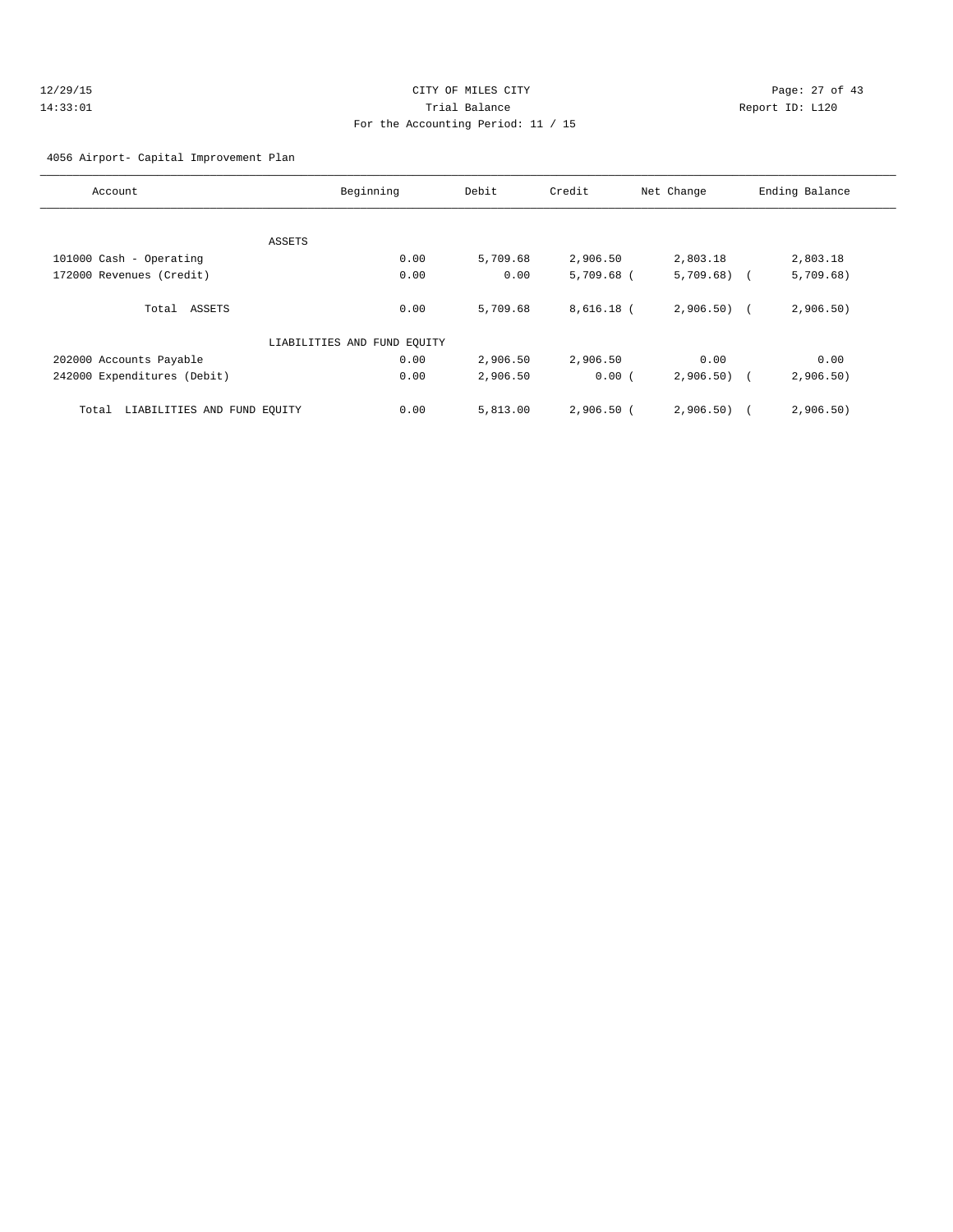CITY OF MILES CITY

Trial Balance

For the Accounting Period: 11 / 15

12/29/15 14:33:01 Report ID: L120

4056 Airport- Capital Improvement Plan

| Account | Beginning | Debit | Credit | Net Change | Ending Balance |
|---|---|---|---|---|---|
| ASSETS | | | | | |
| 101000 Cash - Operating | 0.00 | 5,709.68 | 2,906.50 | 2,803.18 | 2,803.18 |
| 172000 Revenues (Credit) | 0.00 | 0.00 | 5,709.68 | (5,709.68) | (5,709.68) |
| Total ASSETS | 0.00 | 5,709.68 | 8,616.18 | (2,906.50) | (2,906.50) |
| LIABILITIES AND FUND EQUITY | | | | | |
| 202000 Accounts Payable | 0.00 | 2,906.50 | 2,906.50 | 0.00 | 0.00 |
| 242000 Expenditures (Debit) | 0.00 | 2,906.50 | 0.00 | (2,906.50) | (2,906.50) |
| Total LIABILITIES AND FUND EQUITY | 0.00 | 5,813.00 | 2,906.50 | (2,906.50) | (2,906.50) |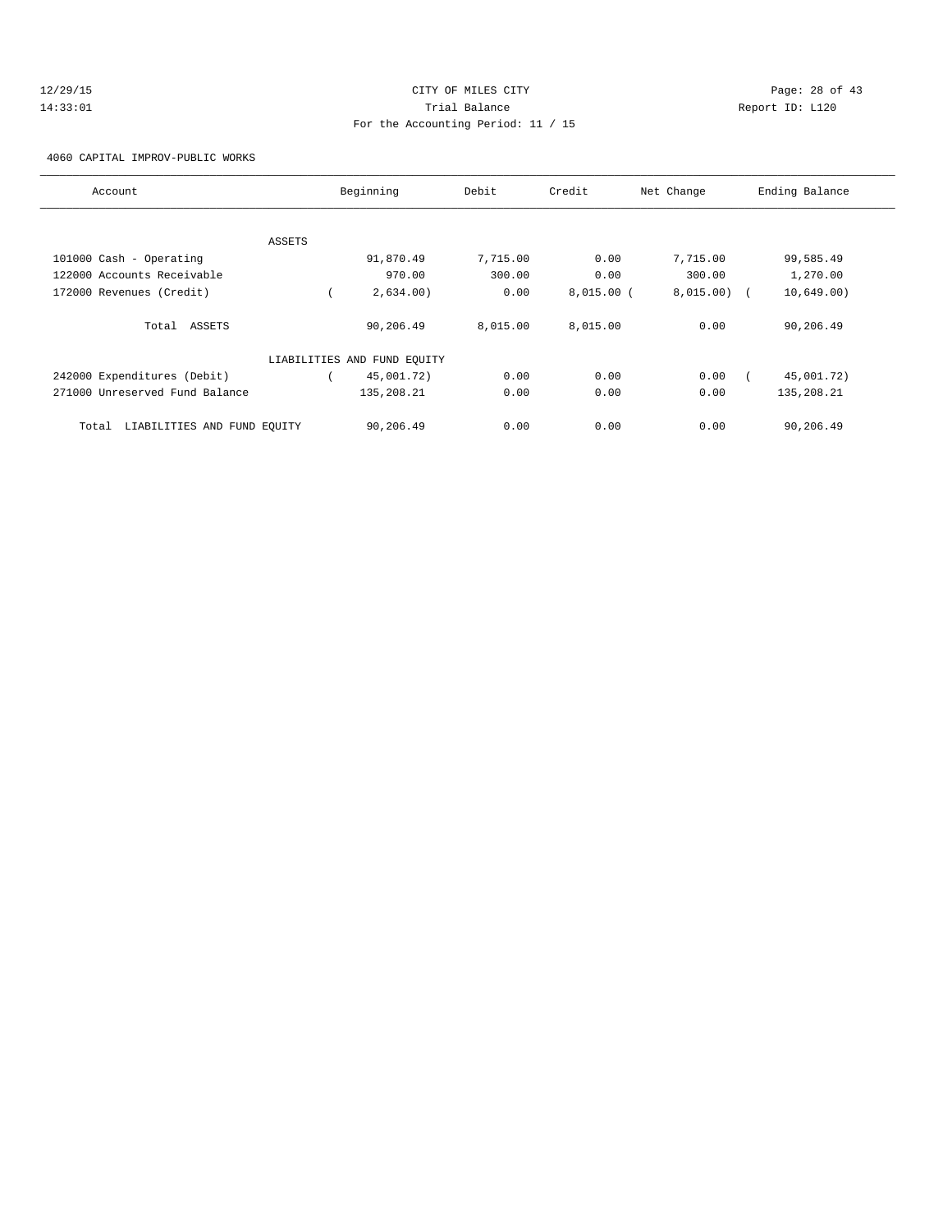CITY OF MILES CITY
Trial Balance
For the Accounting Period: 11 / 15

12/29/15
14:33:01

Report ID: L120

4060 CAPITAL IMPROV-PUBLIC WORKS

| Account | Beginning | Debit | Credit | Net Change | Ending Balance |
|---|---|---|---|---|---|
| ASSETS | | | | | |
| 101000 Cash - Operating | 91,870.49 | 7,715.00 | 0.00 | 7,715.00 | 99,585.49 |
| 122000 Accounts Receivable | 970.00 | 300.00 | 0.00 | 300.00 | 1,270.00 |
| 172000 Revenues (Credit) | ( 2,634.00) | 0.00 | 8,015.00 | ( 8,015.00) | ( 10,649.00) |
| Total ASSETS | 90,206.49 | 8,015.00 | 8,015.00 | 0.00 | 90,206.49 |
| LIABILITIES AND FUND EQUITY | | | | | |
| 242000 Expenditures (Debit) | ( 45,001.72) | 0.00 | 0.00 | 0.00 | ( 45,001.72) |
| 271000 Unreserved Fund Balance | 135,208.21 | 0.00 | 0.00 | 0.00 | 135,208.21 |
| Total LIABILITIES AND FUND EQUITY | 90,206.49 | 0.00 | 0.00 | 0.00 | 90,206.49 |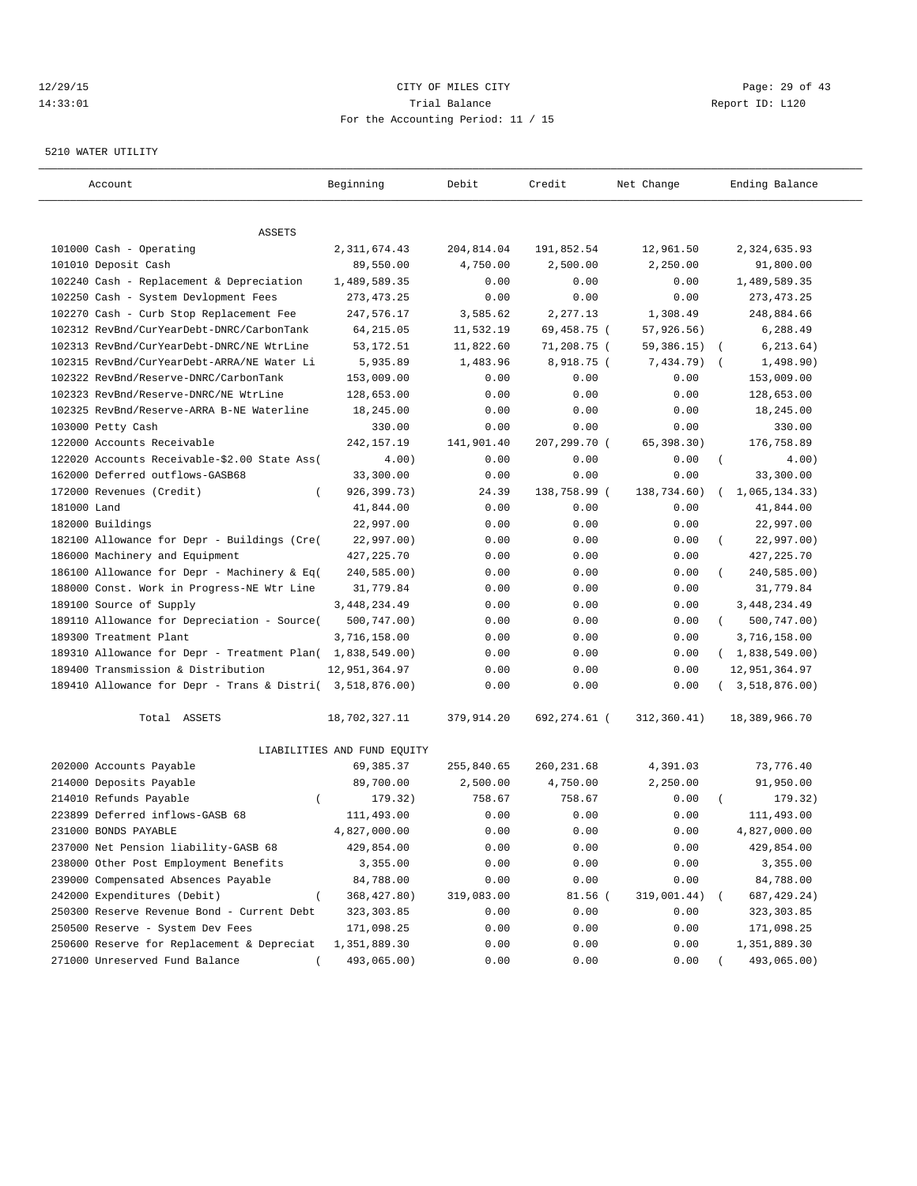12/29/15 CITY OF MILES CITY
14:33:01 Trial Balance Report ID: L120
For the Accounting Period: 11 / 15

5210 WATER UTILITY

| Account | Beginning | Debit | Credit | Net Change | Ending Balance |
|---|---|---|---|---|---|
| ASSETS | | | | | |
| 101000 Cash - Operating | 2,311,674.43 | 204,814.04 | 191,852.54 | 12,961.50 | 2,324,635.93 |
| 101010 Deposit Cash | 89,550.00 | 4,750.00 | 2,500.00 | 2,250.00 | 91,800.00 |
| 102240 Cash - Replacement & Depreciation | 1,489,589.35 | 0.00 | 0.00 | 0.00 | 1,489,589.35 |
| 102250 Cash - System Devlopment Fees | 273,473.25 | 0.00 | 0.00 | 0.00 | 273,473.25 |
| 102270 Cash - Curb Stop Replacement Fee | 247,576.17 | 3,585.62 | 2,277.13 | 1,308.49 | 248,884.66 |
| 102312 RevBnd/CurYearDebt-DNRC/CarbonTank | 64,215.05 | 11,532.19 | 69,458.75 | ( 57,926.56) | 6,288.49 |
| 102313 RevBnd/CurYearDebt-DNRC/NE WtrLine | 53,172.51 | 11,822.60 | 71,208.75 | ( 59,386.15) | ( 6,213.64) |
| 102315 RevBnd/CurYearDebt-ARRA/NE Water Li | 5,935.89 | 1,483.96 | 8,918.75 | ( 7,434.79) | ( 1,498.90) |
| 102322 RevBnd/Reserve-DNRC/CarbonTank | 153,009.00 | 0.00 | 0.00 | 0.00 | 153,009.00 |
| 102323 RevBnd/Reserve-DNRC/NE WtrLine | 128,653.00 | 0.00 | 0.00 | 0.00 | 128,653.00 |
| 102325 RevBnd/Reserve-ARRA B-NE Waterline | 18,245.00 | 0.00 | 0.00 | 0.00 | 18,245.00 |
| 103000 Petty Cash | 330.00 | 0.00 | 0.00 | 0.00 | 330.00 |
| 122000 Accounts Receivable | 242,157.19 | 141,901.40 | 207,299.70 | ( 65,398.30) | 176,758.89 |
| 122020 Accounts Receivable-$2.00 State Ass( | 4.00) | 0.00 | 0.00 | 0.00 | ( 4.00) |
| 162000 Deferred outflows-GASB68 | 33,300.00 | 0.00 | 0.00 | 0.00 | 33,300.00 |
| 172000 Revenues (Credit) | ( 926,399.73) | 24.39 | 138,758.99 | ( 138,734.60) | ( 1,065,134.33) |
| 181000 Land | 41,844.00 | 0.00 | 0.00 | 0.00 | 41,844.00 |
| 182000 Buildings | 22,997.00 | 0.00 | 0.00 | 0.00 | 22,997.00 |
| 182100 Allowance for Depr - Buildings (Cre( | 22,997.00) | 0.00 | 0.00 | 0.00 | ( 22,997.00) |
| 186000 Machinery and Equipment | 427,225.70 | 0.00 | 0.00 | 0.00 | 427,225.70 |
| 186100 Allowance for Depr - Machinery & Eq( | 240,585.00) | 0.00 | 0.00 | 0.00 | ( 240,585.00) |
| 188000 Const. Work in Progress-NE Wtr Line | 31,779.84 | 0.00 | 0.00 | 0.00 | 31,779.84 |
| 189100 Source of Supply | 3,448,234.49 | 0.00 | 0.00 | 0.00 | 3,448,234.49 |
| 189110 Allowance for Depreciation - Source( | 500,747.00) | 0.00 | 0.00 | 0.00 | ( 500,747.00) |
| 189300 Treatment Plant | 3,716,158.00 | 0.00 | 0.00 | 0.00 | 3,716,158.00 |
| 189310 Allowance for Depr - Treatment Plan( | 1,838,549.00) | 0.00 | 0.00 | 0.00 | ( 1,838,549.00) |
| 189400 Transmission & Distribution | 12,951,364.97 | 0.00 | 0.00 | 0.00 | 12,951,364.97 |
| 189410 Allowance for Depr - Trans & Distri( | 3,518,876.00) | 0.00 | 0.00 | 0.00 | ( 3,518,876.00) |
| Total ASSETS | 18,702,327.11 | 379,914.20 | 692,274.61 | ( 312,360.41) | 18,389,966.70 |
| LIABILITIES AND FUND EQUITY | | | | | |
| 202000 Accounts Payable | 69,385.37 | 255,840.65 | 260,231.68 | 4,391.03 | 73,776.40 |
| 214000 Deposits Payable | 89,700.00 | 2,500.00 | 4,750.00 | 2,250.00 | 91,950.00 |
| 214010 Refunds Payable | ( 179.32) | 758.67 | 758.67 | 0.00 | ( 179.32) |
| 223899 Deferred inflows-GASB 68 | 111,493.00 | 0.00 | 0.00 | 0.00 | 111,493.00 |
| 231000 BONDS PAYABLE | 4,827,000.00 | 0.00 | 0.00 | 0.00 | 4,827,000.00 |
| 237000 Net Pension liability-GASB 68 | 429,854.00 | 0.00 | 0.00 | 0.00 | 429,854.00 |
| 238000 Other Post Employment Benefits | 3,355.00 | 0.00 | 0.00 | 0.00 | 3,355.00 |
| 239000 Compensated Absences Payable | 84,788.00 | 0.00 | 0.00 | 0.00 | 84,788.00 |
| 242000 Expenditures (Debit) | ( 368,427.80) | 319,083.00 | 81.56 | ( 319,001.44) | ( 687,429.24) |
| 250300 Reserve Revenue Bond - Current Debt | 323,303.85 | 0.00 | 0.00 | 0.00 | 323,303.85 |
| 250500 Reserve - System Dev Fees | 171,098.25 | 0.00 | 0.00 | 0.00 | 171,098.25 |
| 250600 Reserve for Replacement & Depreciat | 1,351,889.30 | 0.00 | 0.00 | 0.00 | 1,351,889.30 |
| 271000 Unreserved Fund Balance | ( 493,065.00) | 0.00 | 0.00 | 0.00 | ( 493,065.00) |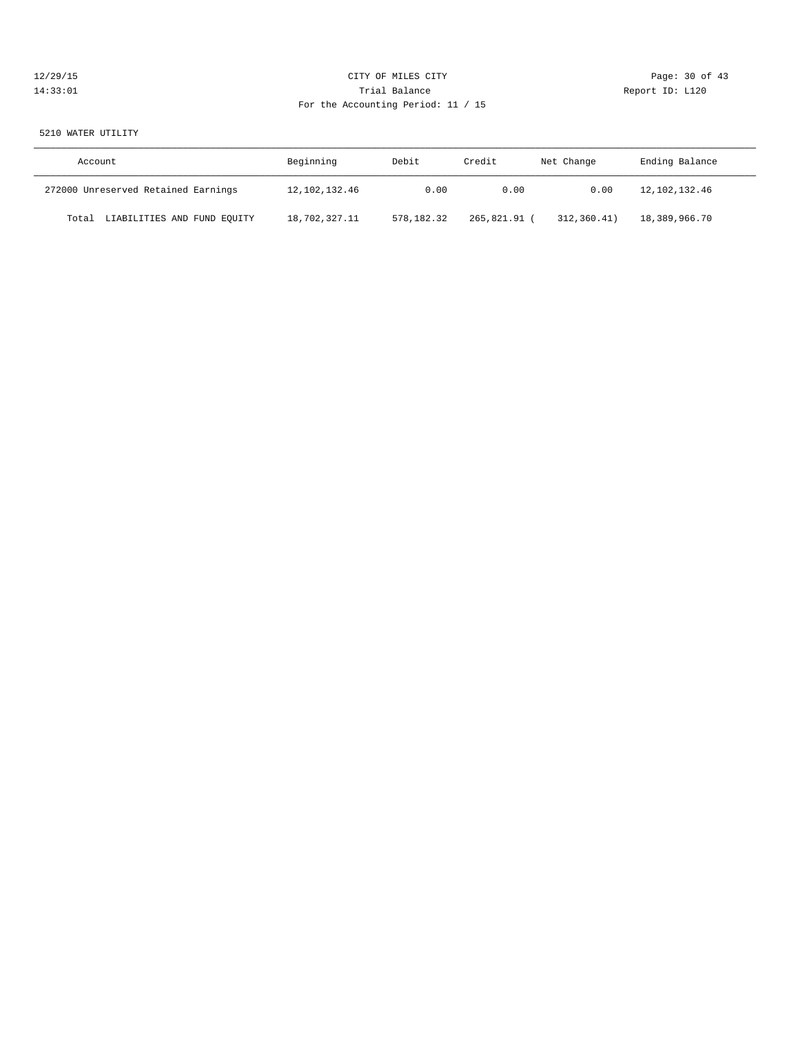CITY OF MILES CITY
Trial Balance
For the Accounting Period: 11 / 15

5210 WATER UTILITY

| Account | Beginning | Debit | Credit | Net Change | Ending Balance |
|---|---|---|---|---|---|
| 272000 Unreserved Retained Earnings | 12,102,132.46 | 0.00 | 0.00 | 0.00 | 12,102,132.46 |
| Total LIABILITIES AND FUND EQUITY | 18,702,327.11 | 578,182.32 | 265,821.91 | ( 312,360.41) | 18,389,966.70 |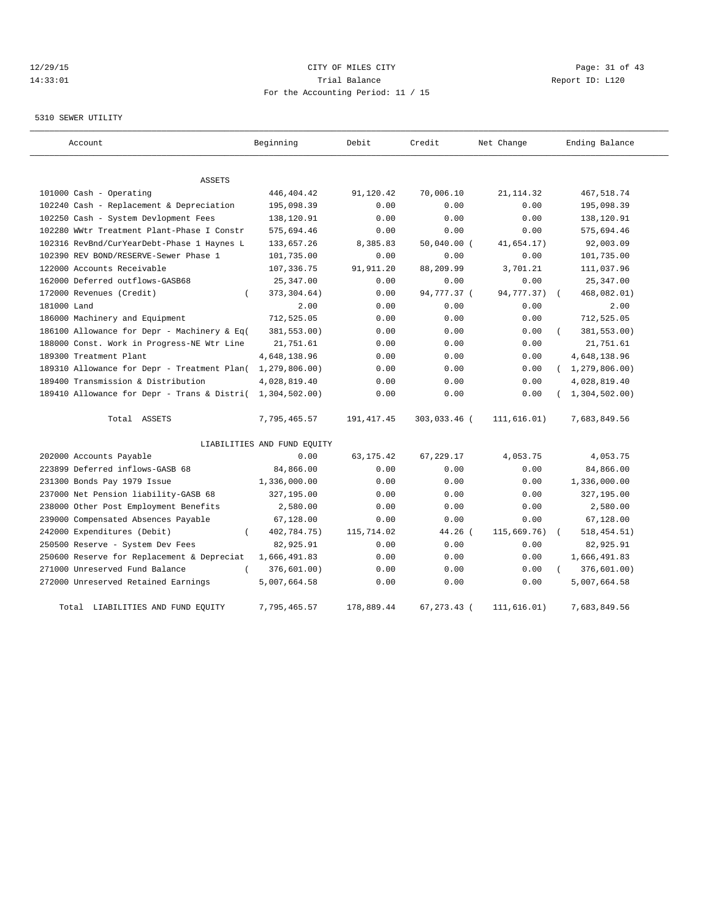12/29/15 CITY OF MILES CITY
14:33:01 Trial Balance Report ID: L120
For the Accounting Period: 11 / 15

5310 SEWER UTILITY

| Account | Beginning | Debit | Credit | Net Change | Ending Balance |
|---|---|---|---|---|---|
| ASSETS | | | | | |
| 101000 Cash - Operating | 446,404.42 | 91,120.42 | 70,006.10 | 21,114.32 | 467,518.74 |
| 102240 Cash - Replacement & Depreciation | 195,098.39 | 0.00 | 0.00 | 0.00 | 195,098.39 |
| 102250 Cash - System Devlopment Fees | 138,120.91 | 0.00 | 0.00 | 0.00 | 138,120.91 |
| 102280 WWtr Treatment Plant-Phase I Constr | 575,694.46 | 0.00 | 0.00 | 0.00 | 575,694.46 |
| 102316 RevBnd/CurYearDebt-Phase 1 Haynes L | 133,657.26 | 8,385.83 | 50,040.00 | (41,654.17) | 92,003.09 |
| 102390 REV BOND/RESERVE-Sewer Phase 1 | 101,735.00 | 0.00 | 0.00 | 0.00 | 101,735.00 |
| 122000 Accounts Receivable | 107,336.75 | 91,911.20 | 88,209.99 | 3,701.21 | 111,037.96 |
| 162000 Deferred outflows-GASB68 | 25,347.00 | 0.00 | 0.00 | 0.00 | 25,347.00 |
| 172000 Revenues (Credit) | (373,304.64) | 0.00 | 94,777.37 | (94,777.37) | (468,082.01) |
| 181000 Land | 2.00 | 0.00 | 0.00 | 0.00 | 2.00 |
| 186000 Machinery and Equipment | 712,525.05 | 0.00 | 0.00 | 0.00 | 712,525.05 |
| 186100 Allowance for Depr - Machinery & Eq | (381,553.00) | 0.00 | 0.00 | 0.00 | (381,553.00) |
| 188000 Const. Work in Progress-NE Wtr Line | 21,751.61 | 0.00 | 0.00 | 0.00 | 21,751.61 |
| 189300 Treatment Plant | 4,648,138.96 | 0.00 | 0.00 | 0.00 | 4,648,138.96 |
| 189310 Allowance for Depr - Treatment Plan | (1,279,806.00) | 0.00 | 0.00 | 0.00 | (1,279,806.00) |
| 189400 Transmission & Distribution | 4,028,819.40 | 0.00 | 0.00 | 0.00 | 4,028,819.40 |
| 189410 Allowance for Depr - Trans & Distri | (1,304,502.00) | 0.00 | 0.00 | 0.00 | (1,304,502.00) |
| Total ASSETS | 7,795,465.57 | 191,417.45 | 303,033.46 | (111,616.01) | 7,683,849.56 |
| LIABILITIES AND FUND EQUITY | | | | | |
| 202000 Accounts Payable | 0.00 | 63,175.42 | 67,229.17 | 4,053.75 | 4,053.75 |
| 223899 Deferred inflows-GASB 68 | 84,866.00 | 0.00 | 0.00 | 0.00 | 84,866.00 |
| 231300 Bonds Pay 1979 Issue | 1,336,000.00 | 0.00 | 0.00 | 0.00 | 1,336,000.00 |
| 237000 Net Pension liability-GASB 68 | 327,195.00 | 0.00 | 0.00 | 0.00 | 327,195.00 |
| 238000 Other Post Employment Benefits | 2,580.00 | 0.00 | 0.00 | 0.00 | 2,580.00 |
| 239000 Compensated Absences Payable | 67,128.00 | 0.00 | 0.00 | 0.00 | 67,128.00 |
| 242000 Expenditures (Debit) | (402,784.75) | 115,714.02 | 44.26 | (115,669.76) | (518,454.51) |
| 250500 Reserve - System Dev Fees | 82,925.91 | 0.00 | 0.00 | 0.00 | 82,925.91 |
| 250600 Reserve for Replacement & Depreciat | 1,666,491.83 | 0.00 | 0.00 | 0.00 | 1,666,491.83 |
| 271000 Unreserved Fund Balance | (376,601.00) | 0.00 | 0.00 | 0.00 | (376,601.00) |
| 272000 Unreserved Retained Earnings | 5,007,664.58 | 0.00 | 0.00 | 0.00 | 5,007,664.58 |
| Total LIABILITIES AND FUND EQUITY | 7,795,465.57 | 178,889.44 | 67,273.43 | (111,616.01) | 7,683,849.56 |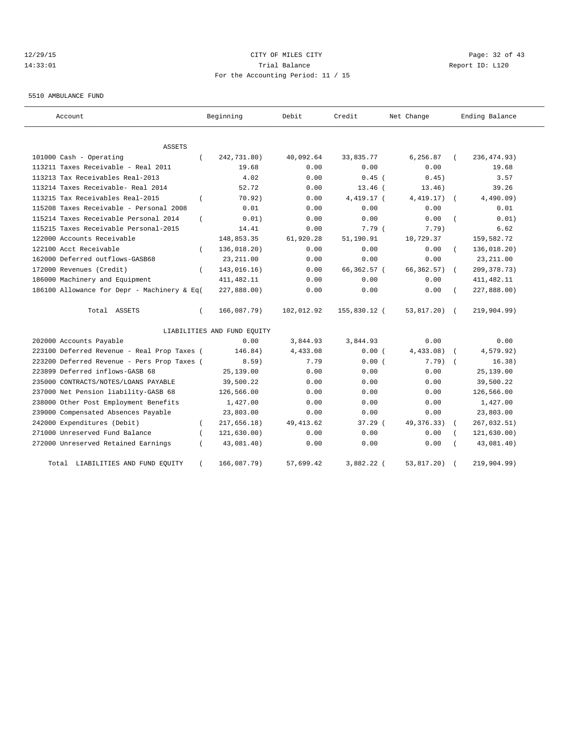12/29/15 CITY OF MILES CITY
14:33:01 Trial Balance Report ID: L120
For the Accounting Period: 11 / 15

5510 AMBULANCE FUND

| Account | Beginning | Debit | Credit | Net Change | Ending Balance |
|---|---|---|---|---|---|
| ASSETS | | | | | |
| 101000 Cash - Operating | ( 242,731.80) | 40,092.64 | 33,835.77 | 6,256.87 | ( 236,474.93) |
| 113211 Taxes Receivable - Real 2011 | 19.68 | 0.00 | 0.00 | 0.00 | 19.68 |
| 113213 Tax Receivables Real-2013 | 4.02 | 0.00 | 0.45 | ( 0.45) | 3.57 |
| 113214 Taxes Receivable- Real 2014 | 52.72 | 0.00 | 13.46 | ( 13.46) | 39.26 |
| 113215 Tax Receivables Real-2015 | ( 70.92) | 0.00 | 4,419.17 | ( 4,419.17) | ( 4,490.09) |
| 115208 Taxes Receivable - Personal 2008 | 0.01 | 0.00 | 0.00 | 0.00 | 0.01 |
| 115214 Taxes Receivable Personal 2014 | ( 0.01) | 0.00 | 0.00 | 0.00 | ( 0.01) |
| 115215 Taxes Receivable Personal-2015 | 14.41 | 0.00 | 7.79 | ( 7.79) | 6.62 |
| 122000 Accounts Receivable | 148,853.35 | 61,920.28 | 51,190.91 | 10,729.37 | 159,582.72 |
| 122100 Acct Receivable | ( 136,018.20) | 0.00 | 0.00 | 0.00 | ( 136,018.20) |
| 162000 Deferred outflows-GASB68 | 23,211.00 | 0.00 | 0.00 | 0.00 | 23,211.00 |
| 172000 Revenues (Credit) | ( 143,016.16) | 0.00 | 66,362.57 | ( 66,362.57) | ( 209,378.73) |
| 186000 Machinery and Equipment | 411,482.11 | 0.00 | 0.00 | 0.00 | 411,482.11 |
| 186100 Allowance for Depr - Machinery & Eq | ( 227,888.00) | 0.00 | 0.00 | 0.00 | ( 227,888.00) |
| Total ASSETS | ( 166,087.79) | 102,012.92 | 155,830.12 | ( 53,817.20) | ( 219,904.99) |
| LIABILITIES AND FUND EQUITY | | | | | |
| 202000 Accounts Payable | 0.00 | 3,844.93 | 3,844.93 | 0.00 | 0.00 |
| 223100 Deferred Revenue - Real Prop Taxes | ( 146.84) | 4,433.08 | 0.00 | ( 4,433.08) | ( 4,579.92) |
| 223200 Deferred Revenue - Pers Prop Taxes | ( 8.59) | 7.79 | 0.00 | ( 7.79) | ( 16.38) |
| 223899 Deferred inflows-GASB 68 | 25,139.00 | 0.00 | 0.00 | 0.00 | 25,139.00 |
| 235000 CONTRACTS/NOTES/LOANS PAYABLE | 39,500.22 | 0.00 | 0.00 | 0.00 | 39,500.22 |
| 237000 Net Pension liability-GASB 68 | 126,566.00 | 0.00 | 0.00 | 0.00 | 126,566.00 |
| 238000 Other Post Employment Benefits | 1,427.00 | 0.00 | 0.00 | 0.00 | 1,427.00 |
| 239000 Compensated Absences Payable | 23,803.00 | 0.00 | 0.00 | 0.00 | 23,803.00 |
| 242000 Expenditures (Debit) | ( 217,656.18) | 49,413.62 | 37.29 | ( 49,376.33) | ( 267,032.51) |
| 271000 Unreserved Fund Balance | ( 121,630.00) | 0.00 | 0.00 | 0.00 | ( 121,630.00) |
| 272000 Unreserved Retained Earnings | ( 43,081.40) | 0.00 | 0.00 | 0.00 | ( 43,081.40) |
| Total LIABILITIES AND FUND EQUITY | ( 166,087.79) | 57,699.42 | 3,882.22 | ( 53,817.20) | ( 219,904.99) |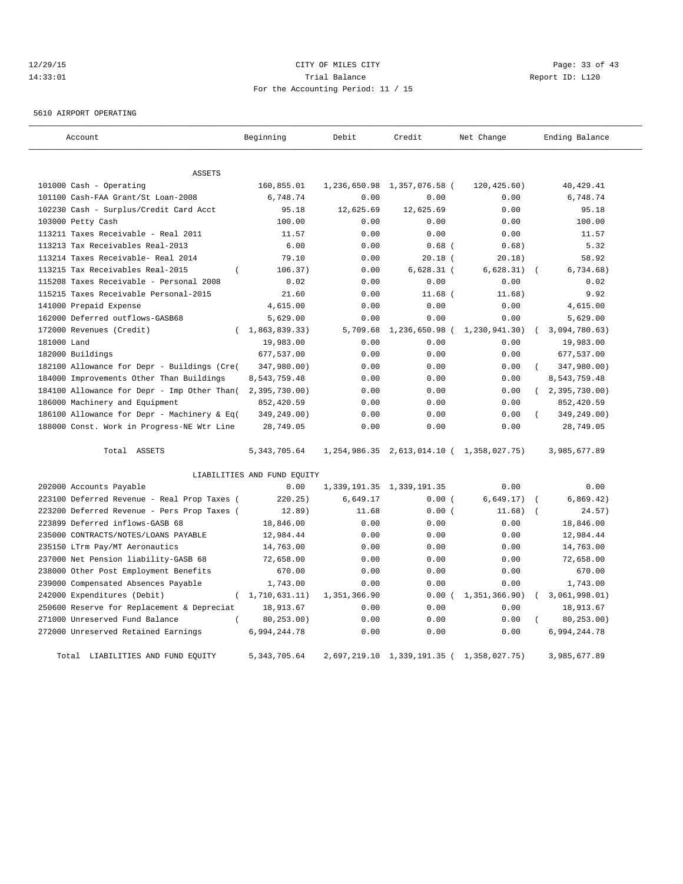CITY OF MILES CITY

Trial Balance

For the Accounting Period: 11 / 15

12/29/15 14:33:01 — Report ID: L120

5610 AIRPORT OPERATING

| Account | Beginning | Debit | Credit | Net Change | Ending Balance |
|---|---|---|---|---|---|
| ASSETS | | | | | |
| 101000 Cash - Operating | 160,855.01 | 1,236,650.98 | 1,357,076.58 | ( 120,425.60) | 40,429.41 |
| 101100 Cash-FAA Grant/St Loan-2008 | 6,748.74 | 0.00 | 0.00 | 0.00 | 6,748.74 |
| 102230 Cash - Surplus/Credit Card Acct | 95.18 | 12,625.69 | 12,625.69 | 0.00 | 95.18 |
| 103000 Petty Cash | 100.00 | 0.00 | 0.00 | 0.00 | 100.00 |
| 113211 Taxes Receivable - Real 2011 | 11.57 | 0.00 | 0.00 | 0.00 | 11.57 |
| 113213 Tax Receivables Real-2013 | 6.00 | 0.00 | 0.68 | ( 0.68) | 5.32 |
| 113214 Taxes Receivable- Real 2014 | 79.10 | 0.00 | 20.18 | ( 20.18) | 58.92 |
| 113215 Tax Receivables Real-2015 | ( 106.37) | 0.00 | 6,628.31 | ( 6,628.31) | ( 6,734.68) |
| 115208 Taxes Receivable - Personal 2008 | 0.02 | 0.00 | 0.00 | 0.00 | 0.02 |
| 115215 Taxes Receivable Personal-2015 | 21.60 | 0.00 | 11.68 | ( 11.68) | 9.92 |
| 141000 Prepaid Expense | 4,615.00 | 0.00 | 0.00 | 0.00 | 4,615.00 |
| 162000 Deferred outflows-GASB68 | 5,629.00 | 0.00 | 0.00 | 0.00 | 5,629.00 |
| 172000 Revenues (Credit) | ( 1,863,839.33) | 5,709.68 | 1,236,650.98 | ( 1,230,941.30) | ( 3,094,780.63) |
| 181000 Land | 19,983.00 | 0.00 | 0.00 | 0.00 | 19,983.00 |
| 182000 Buildings | 677,537.00 | 0.00 | 0.00 | 0.00 | 677,537.00 |
| 182100 Allowance for Depr - Buildings (Cre( | 347,980.00) | 0.00 | 0.00 | 0.00 | ( 347,980.00) |
| 184000 Improvements Other Than Buildings | 8,543,759.48 | 0.00 | 0.00 | 0.00 | 8,543,759.48 |
| 184100 Allowance for Depr - Imp Other Than( | 2,395,730.00) | 0.00 | 0.00 | 0.00 | ( 2,395,730.00) |
| 186000 Machinery and Equipment | 852,420.59 | 0.00 | 0.00 | 0.00 | 852,420.59 |
| 186100 Allowance for Depr - Machinery & Eq( | 349,249.00) | 0.00 | 0.00 | 0.00 | ( 349,249.00) |
| 188000 Const. Work in Progress-NE Wtr Line | 28,749.05 | 0.00 | 0.00 | 0.00 | 28,749.05 |
| Total ASSETS | 5,343,705.64 | 1,254,986.35 | 2,613,014.10 | ( 1,358,027.75) | 3,985,677.89 |
| LIABILITIES AND FUND EQUITY | | | | | |
| 202000 Accounts Payable | 0.00 | 1,339,191.35 | 1,339,191.35 | 0.00 | 0.00 |
| 223100 Deferred Revenue - Real Prop Taxes ( | 220.25) | 6,649.17 | 0.00 | ( 6,649.17) | ( 6,869.42) |
| 223200 Deferred Revenue - Pers Prop Taxes ( | 12.89) | 11.68 | 0.00 | ( 11.68) | ( 24.57) |
| 223899 Deferred inflows-GASB 68 | 18,846.00 | 0.00 | 0.00 | 0.00 | 18,846.00 |
| 235000 CONTRACTS/NOTES/LOANS PAYABLE | 12,984.44 | 0.00 | 0.00 | 0.00 | 12,984.44 |
| 235150 LTrm Pay/MT Aeronautics | 14,763.00 | 0.00 | 0.00 | 0.00 | 14,763.00 |
| 237000 Net Pension liability-GASB 68 | 72,658.00 | 0.00 | 0.00 | 0.00 | 72,658.00 |
| 238000 Other Post Employment Benefits | 670.00 | 0.00 | 0.00 | 0.00 | 670.00 |
| 239000 Compensated Absences Payable | 1,743.00 | 0.00 | 0.00 | 0.00 | 1,743.00 |
| 242000 Expenditures (Debit) | ( 1,710,631.11) | 1,351,366.90 | 0.00 | ( 1,351,366.90) | ( 3,061,998.01) |
| 250600 Reserve for Replacement & Depreciat | 18,913.67 | 0.00 | 0.00 | 0.00 | 18,913.67 |
| 271000 Unreserved Fund Balance | ( 80,253.00) | 0.00 | 0.00 | 0.00 | ( 80,253.00) |
| 272000 Unreserved Retained Earnings | 6,994,244.78 | 0.00 | 0.00 | 0.00 | 6,994,244.78 |
| Total LIABILITIES AND FUND EQUITY | 5,343,705.64 | 2,697,219.10 | 1,339,191.35 | ( 1,358,027.75) | 3,985,677.89 |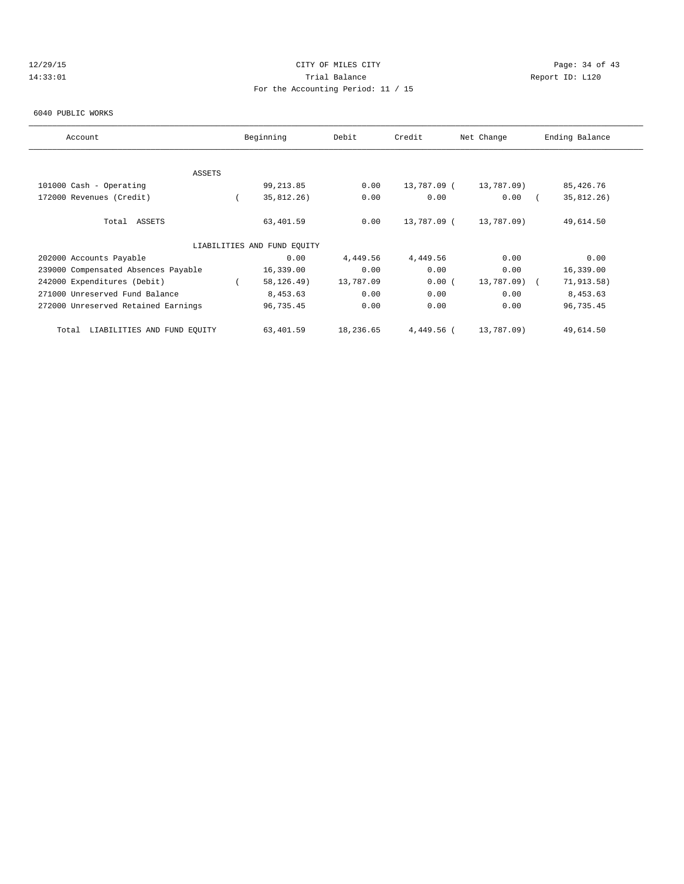CITY OF MILES CITY

Trial Balance

For the Accounting Period: 11 / 15

12/29/15
14:33:01

Report ID: L120

6040 PUBLIC WORKS

| Account | Beginning | Debit | Credit | Net Change | Ending Balance |
|---|---|---|---|---|---|
| ASSETS | | | | | |
| 101000 Cash - Operating | 99,213.85 | 0.00 | 13,787.09 | ( 13,787.09) | 85,426.76 |
| 172000 Revenues (Credit) | ( 35,812.26) | 0.00 | 0.00 | 0.00 | ( 35,812.26) |
| Total ASSETS | 63,401.59 | 0.00 | 13,787.09 | ( 13,787.09) | 49,614.50 |
| LIABILITIES AND FUND EQUITY | | | | | |
| 202000 Accounts Payable | 0.00 | 4,449.56 | 4,449.56 | 0.00 | 0.00 |
| 239000 Compensated Absences Payable | 16,339.00 | 0.00 | 0.00 | 0.00 | 16,339.00 |
| 242000 Expenditures (Debit) | ( 58,126.49) | 13,787.09 | 0.00 | ( 13,787.09) | ( 71,913.58) |
| 271000 Unreserved Fund Balance | 8,453.63 | 0.00 | 0.00 | 0.00 | 8,453.63 |
| 272000 Unreserved Retained Earnings | 96,735.45 | 0.00 | 0.00 | 0.00 | 96,735.45 |
| Total LIABILITIES AND FUND EQUITY | 63,401.59 | 18,236.65 | 4,449.56 | ( 13,787.09) | 49,614.50 |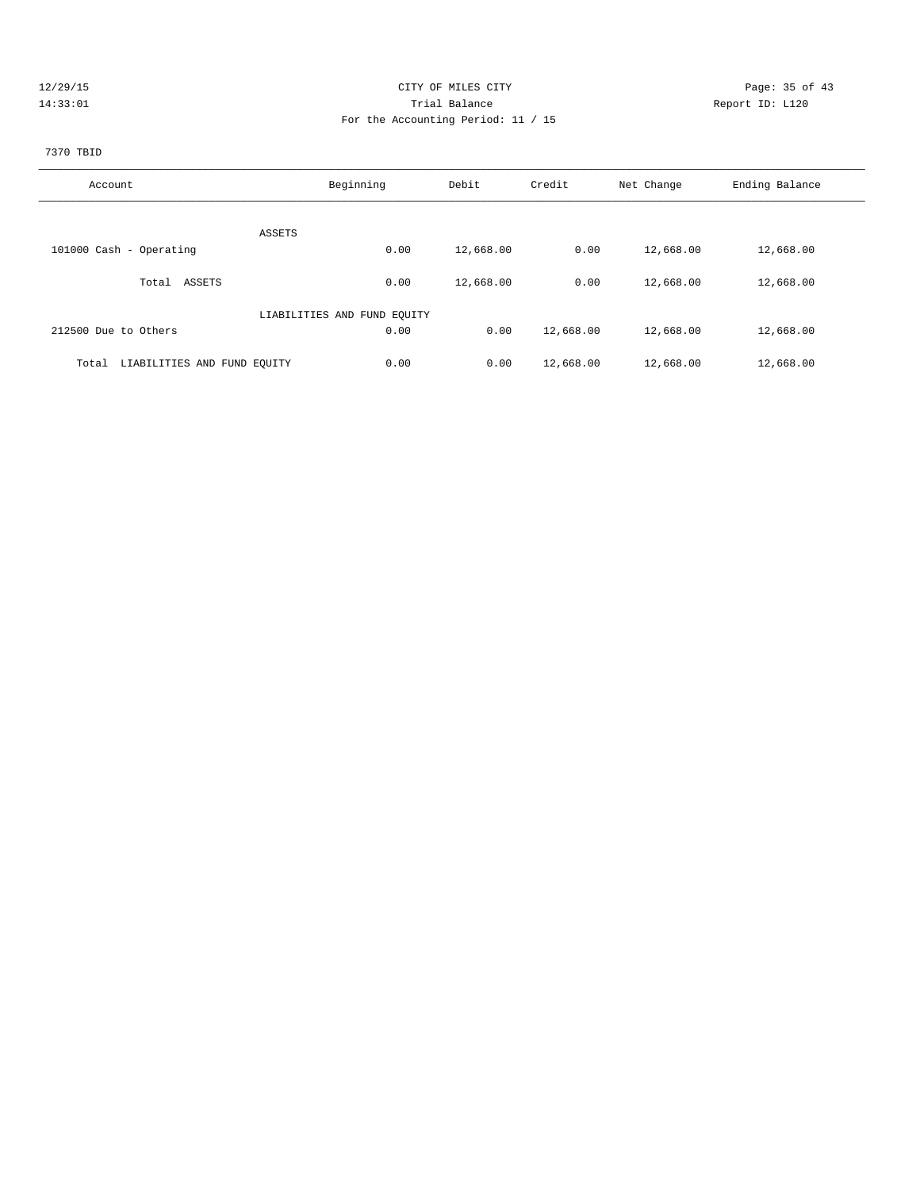CITY OF MILES CITY

Trial Balance

For the Accounting Period: 11 / 15

12/29/15 14:33:01

Report ID: L120

7370 TBID

| Account | Beginning | Debit | Credit | Net Change | Ending Balance |
|---|---|---|---|---|---|
| ASSETS | | | | | |
| 101000 Cash - Operating | 0.00 | 12,668.00 | 0.00 | 12,668.00 | 12,668.00 |
| Total ASSETS | 0.00 | 12,668.00 | 0.00 | 12,668.00 | 12,668.00 |
| LIABILITIES AND FUND EQUITY | | | | | |
| 212500 Due to Others | 0.00 | 0.00 | 12,668.00 | 12,668.00 | 12,668.00 |
| Total LIABILITIES AND FUND EQUITY | 0.00 | 0.00 | 12,668.00 | 12,668.00 | 12,668.00 |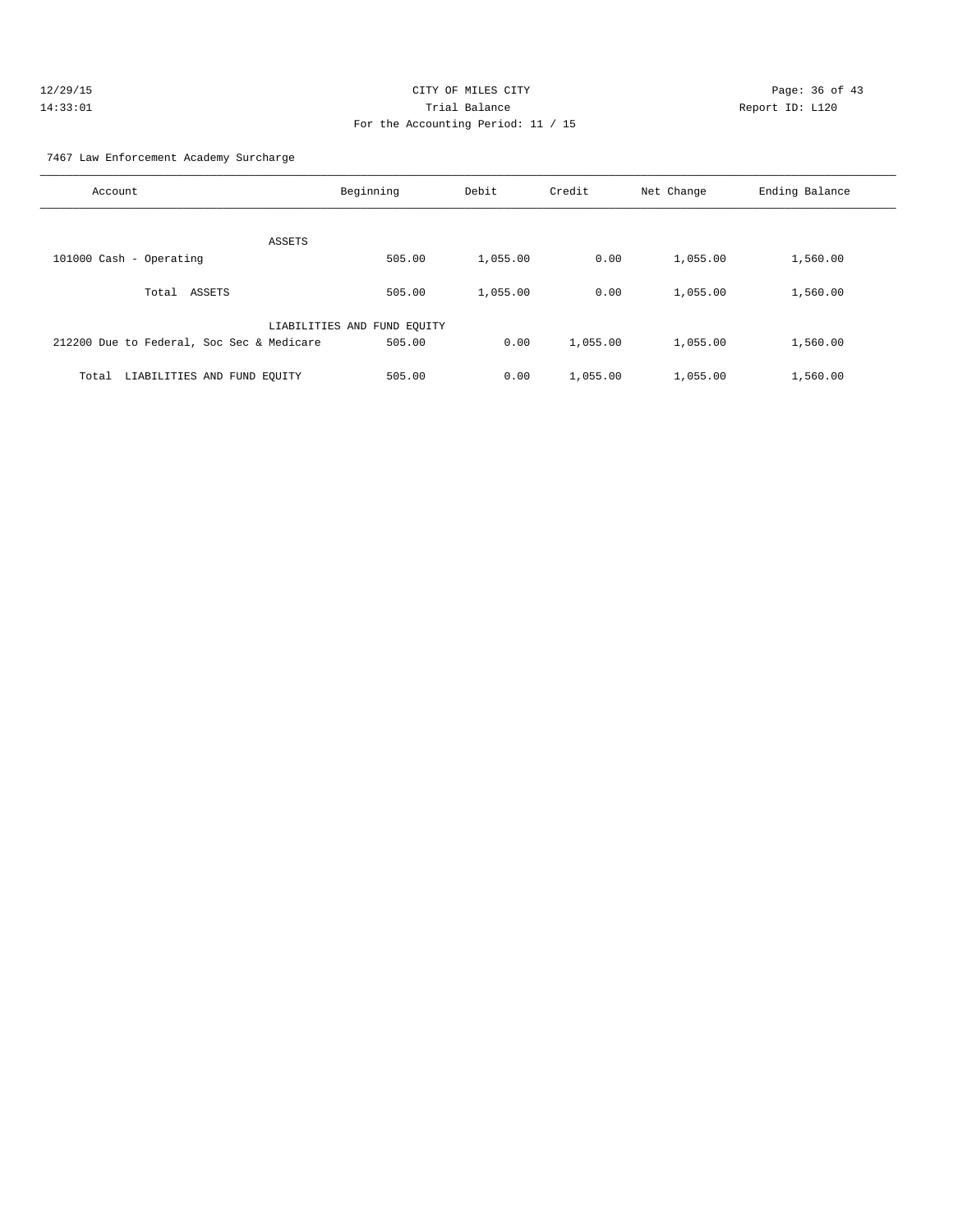CITY OF MILES CITY

Trial Balance

For the Accounting Period: 11 / 15

12/29/15
14:33:01

Report ID: L120

7467 Law Enforcement Academy Surcharge

| Account | Beginning | Debit | Credit | Net Change | Ending Balance |
|---|---|---|---|---|---|
| ASSETS | | | | | |
| 101000 Cash - Operating | 505.00 | 1,055.00 | 0.00 | 1,055.00 | 1,560.00 |
| Total ASSETS | 505.00 | 1,055.00 | 0.00 | 1,055.00 | 1,560.00 |
| LIABILITIES AND FUND EQUITY | | | | | |
| 212200 Due to Federal, Soc Sec & Medicare | 505.00 | 0.00 | 1,055.00 | 1,055.00 | 1,560.00 |
| Total LIABILITIES AND FUND EQUITY | 505.00 | 0.00 | 1,055.00 | 1,055.00 | 1,560.00 |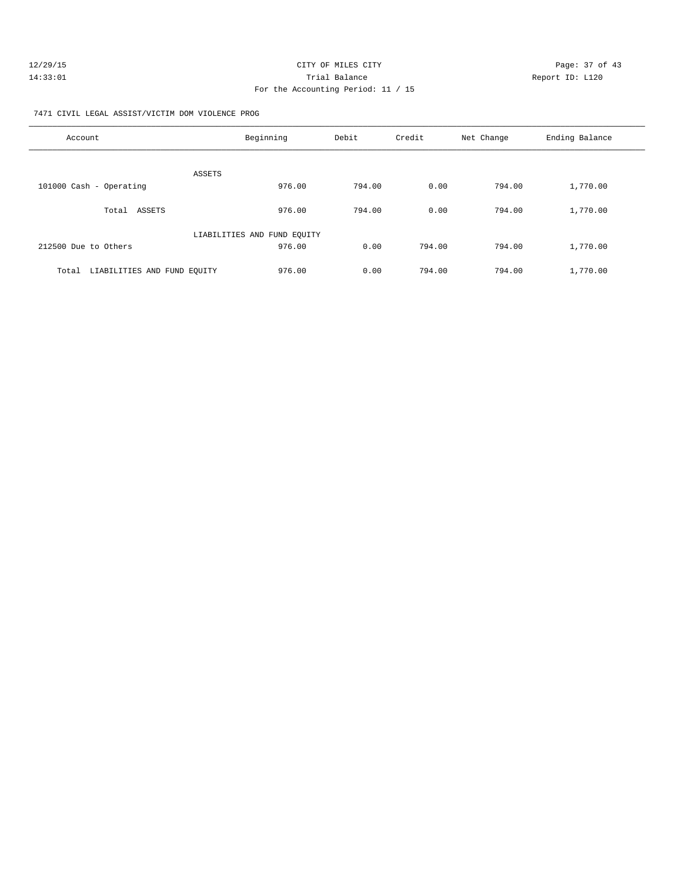CITY OF MILES CITY

Trial Balance

For the Accounting Period: 11 / 15

12/29/15
14:33:01

Report ID: L120

7471 CIVIL LEGAL ASSIST/VICTIM DOM VIOLENCE PROG

| Account | Beginning | Debit | Credit | Net Change | Ending Balance |
|---|---|---|---|---|---|
| ASSETS | | | | | |
| 101000 Cash - Operating | 976.00 | 794.00 | 0.00 | 794.00 | 1,770.00 |
| Total ASSETS | 976.00 | 794.00 | 0.00 | 794.00 | 1,770.00 |
| LIABILITIES AND FUND EQUITY | | | | | |
| 212500 Due to Others | 976.00 | 0.00 | 794.00 | 794.00 | 1,770.00 |
| Total LIABILITIES AND FUND EQUITY | 976.00 | 0.00 | 794.00 | 794.00 | 1,770.00 |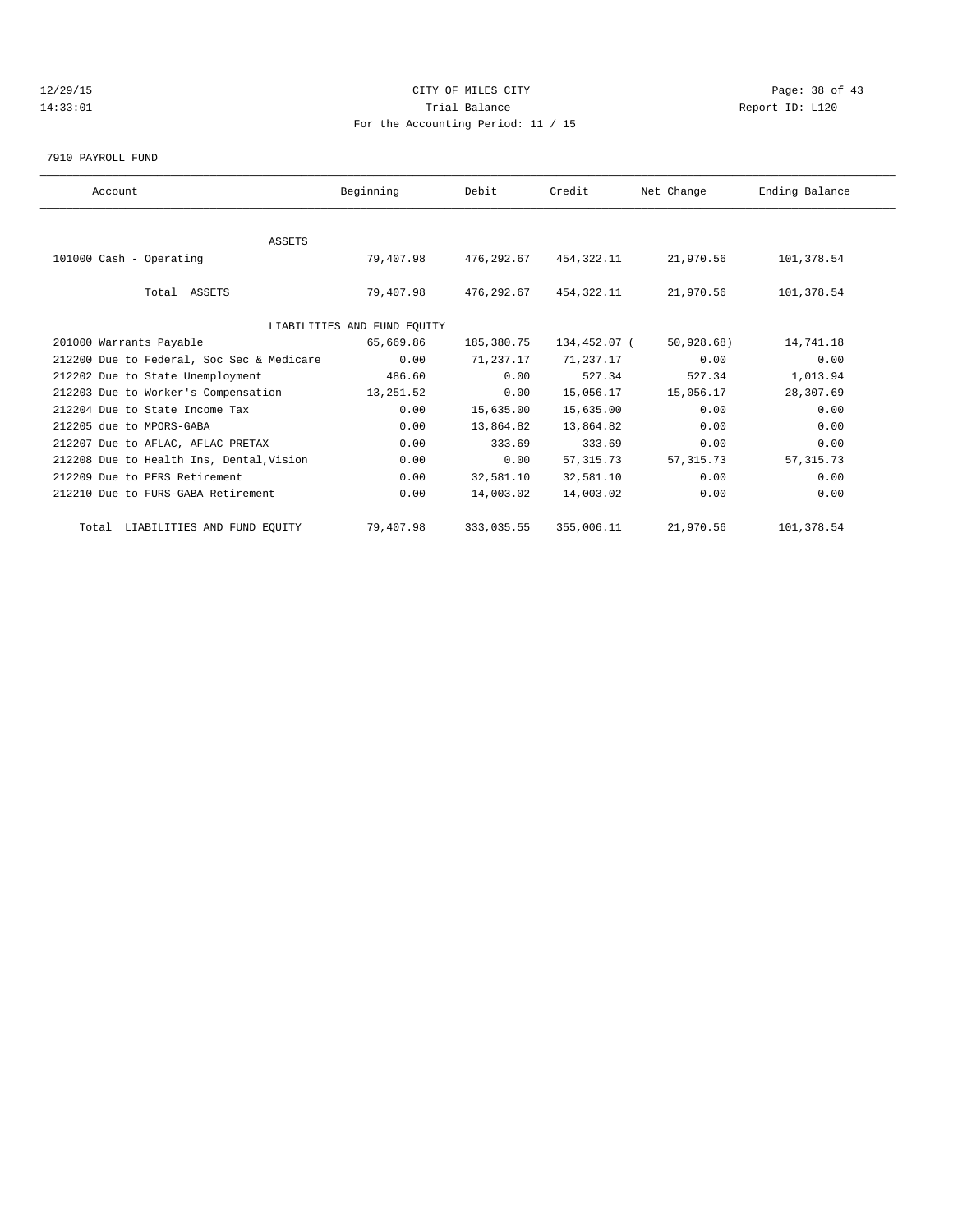CITY OF MILES CITY

Trial Balance

For the Accounting Period: 11 / 15

12/29/15
14:33:01

Report ID: L120

7910 PAYROLL FUND

| Account | Beginning | Debit | Credit | Net Change | Ending Balance |
|---|---|---|---|---|---|
| ASSETS | | | | | |
| 101000 Cash - Operating | 79,407.98 | 476,292.67 | 454,322.11 | 21,970.56 | 101,378.54 |
| Total ASSETS | 79,407.98 | 476,292.67 | 454,322.11 | 21,970.56 | 101,378.54 |
| LIABILITIES AND FUND EQUITY | | | | | |
| 201000 Warrants Payable | 65,669.86 | 185,380.75 | 134,452.07 | ( 50,928.68) | 14,741.18 |
| 212200 Due to Federal, Soc Sec & Medicare | 0.00 | 71,237.17 | 71,237.17 | 0.00 | 0.00 |
| 212202 Due to State Unemployment | 486.60 | 0.00 | 527.34 | 527.34 | 1,013.94 |
| 212203 Due to Worker's Compensation | 13,251.52 | 0.00 | 15,056.17 | 15,056.17 | 28,307.69 |
| 212204 Due to State Income Tax | 0.00 | 15,635.00 | 15,635.00 | 0.00 | 0.00 |
| 212205 due to MPORS-GABA | 0.00 | 13,864.82 | 13,864.82 | 0.00 | 0.00 |
| 212207 Due to AFLAC, AFLAC PRETAX | 0.00 | 333.69 | 333.69 | 0.00 | 0.00 |
| 212208 Due to Health Ins, Dental,Vision | 0.00 | 0.00 | 57,315.73 | 57,315.73 | 57,315.73 |
| 212209 Due to PERS Retirement | 0.00 | 32,581.10 | 32,581.10 | 0.00 | 0.00 |
| 212210 Due to FURS-GABA Retirement | 0.00 | 14,003.02 | 14,003.02 | 0.00 | 0.00 |
| Total LIABILITIES AND FUND EQUITY | 79,407.98 | 333,035.55 | 355,006.11 | 21,970.56 | 101,378.54 |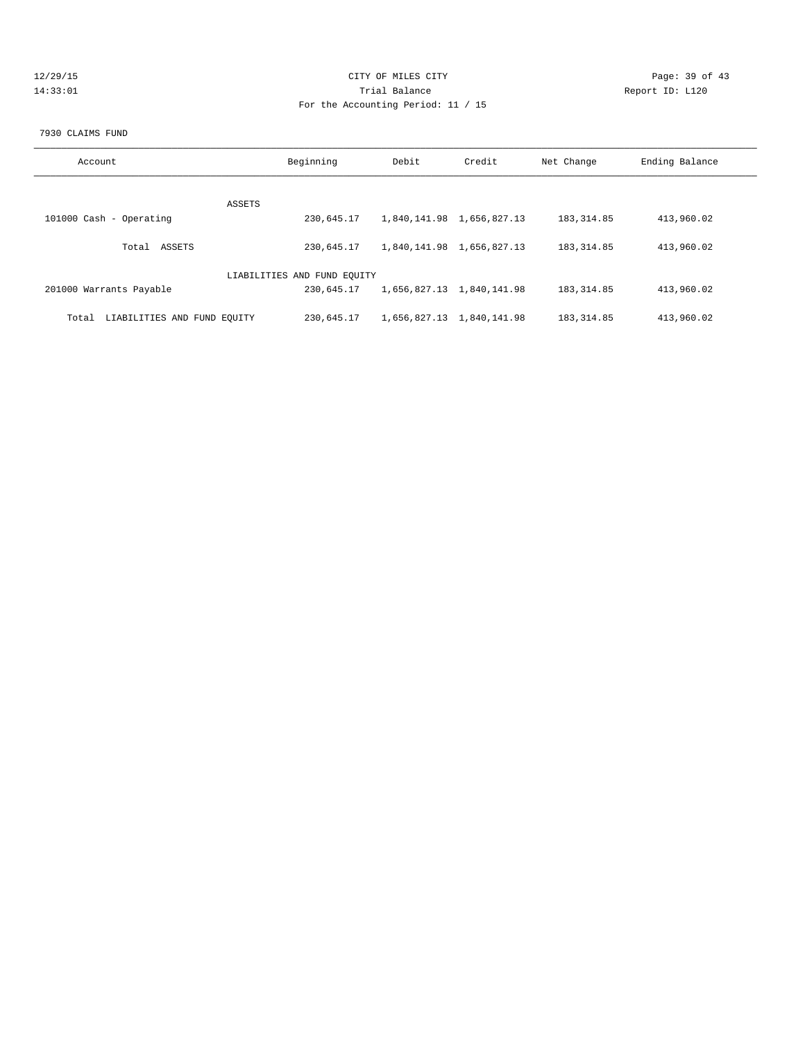CITY OF MILES CITY

Trial Balance

For the Accounting Period: 11 / 15

7930 CLAIMS FUND

| Account | Beginning | Debit | Credit | Net Change | Ending Balance |
|---|---|---|---|---|---|
| ASSETS | | | | | |
| 101000 Cash - Operating | 230,645.17 | 1,840,141.98 | 1,656,827.13 | 183,314.85 | 413,960.02 |
| Total ASSETS | 230,645.17 | 1,840,141.98 | 1,656,827.13 | 183,314.85 | 413,960.02 |
| LIABILITIES AND FUND EQUITY | | | | | |
| 201000 Warrants Payable | 230,645.17 | 1,656,827.13 | 1,840,141.98 | 183,314.85 | 413,960.02 |
| Total LIABILITIES AND FUND EQUITY | 230,645.17 | 1,656,827.13 | 1,840,141.98 | 183,314.85 | 413,960.02 |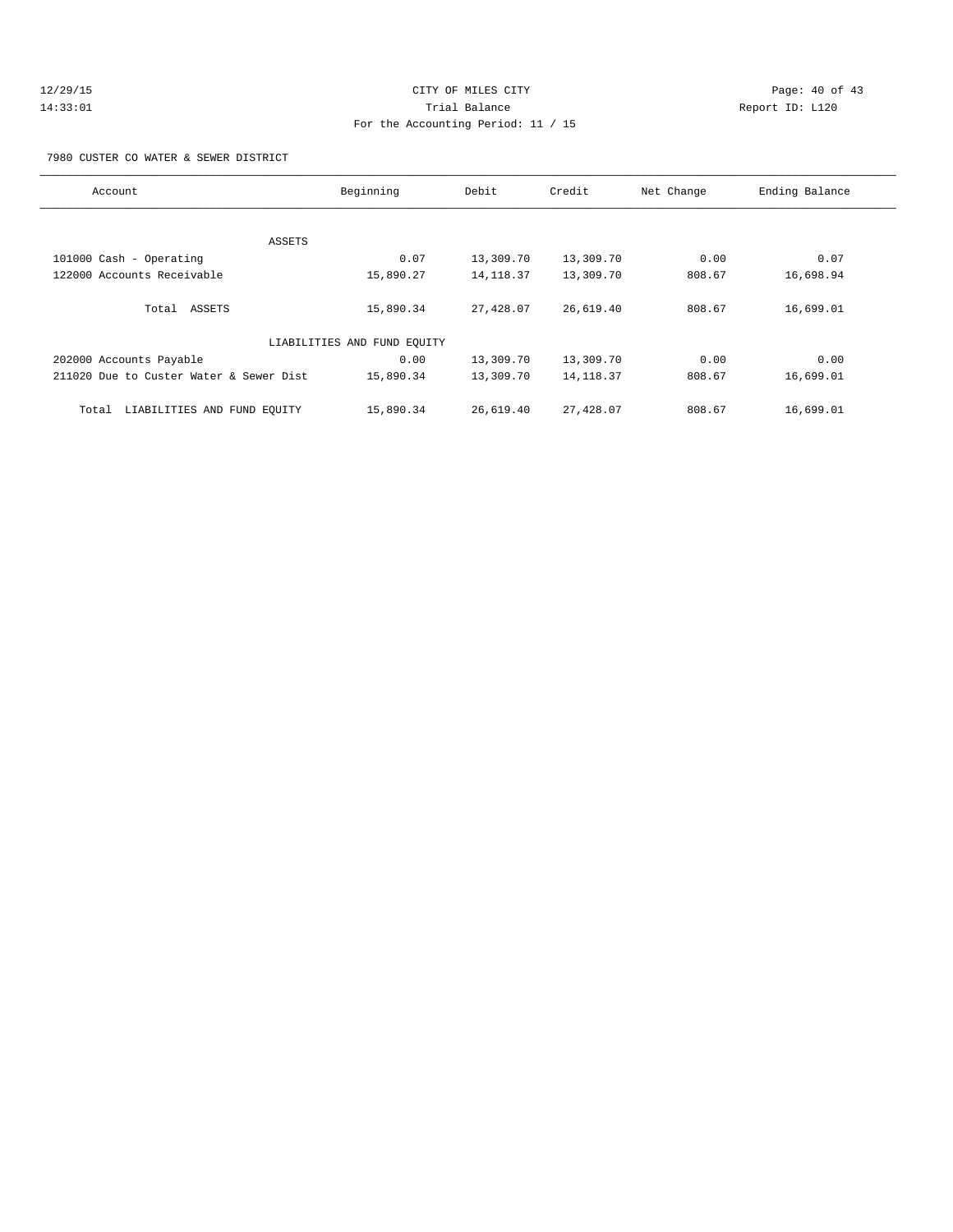CITY OF MILES CITY

Trial Balance

For the Accounting Period: 11 / 15

12/29/15
14:33:01

Report ID: L120

7980 CUSTER CO WATER & SEWER DISTRICT

| Account | Beginning | Debit | Credit | Net Change | Ending Balance |
|---|---|---|---|---|---|
| ASSETS | | | | | |
| 101000 Cash - Operating | 0.07 | 13,309.70 | 13,309.70 | 0.00 | 0.07 |
| 122000 Accounts Receivable | 15,890.27 | 14,118.37 | 13,309.70 | 808.67 | 16,698.94 |
| Total ASSETS | 15,890.34 | 27,428.07 | 26,619.40 | 808.67 | 16,699.01 |
| LIABILITIES AND FUND EQUITY | | | | | |
| 202000 Accounts Payable | 0.00 | 13,309.70 | 13,309.70 | 0.00 | 0.00 |
| 211020 Due to Custer Water & Sewer Dist | 15,890.34 | 13,309.70 | 14,118.37 | 808.67 | 16,699.01 |
| Total LIABILITIES AND FUND EQUITY | 15,890.34 | 26,619.40 | 27,428.07 | 808.67 | 16,699.01 |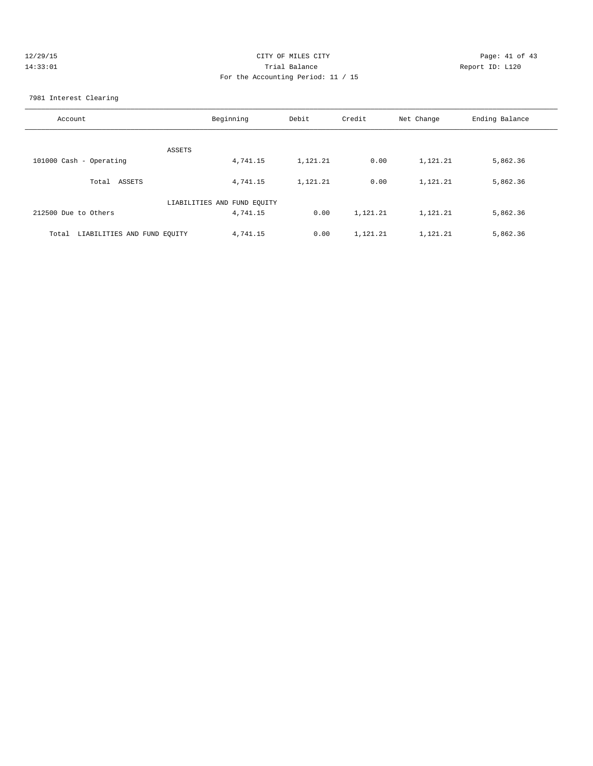CITY OF MILES CITY
Trial Balance
For the Accounting Period: 11 / 15

12/29/15
14:33:01

Report ID: L120

7981 Interest Clearing

| Account | Beginning | Debit | Credit | Net Change | Ending Balance |
|---|---|---|---|---|---|
| ASSETS | | | | | |
| 101000 Cash - Operating | 4,741.15 | 1,121.21 | 0.00 | 1,121.21 | 5,862.36 |
| Total ASSETS | 4,741.15 | 1,121.21 | 0.00 | 1,121.21 | 5,862.36 |
| LIABILITIES AND FUND EQUITY | | | | | |
| 212500 Due to Others | 4,741.15 | 0.00 | 1,121.21 | 1,121.21 | 5,862.36 |
| Total LIABILITIES AND FUND EQUITY | 4,741.15 | 0.00 | 1,121.21 | 1,121.21 | 5,862.36 |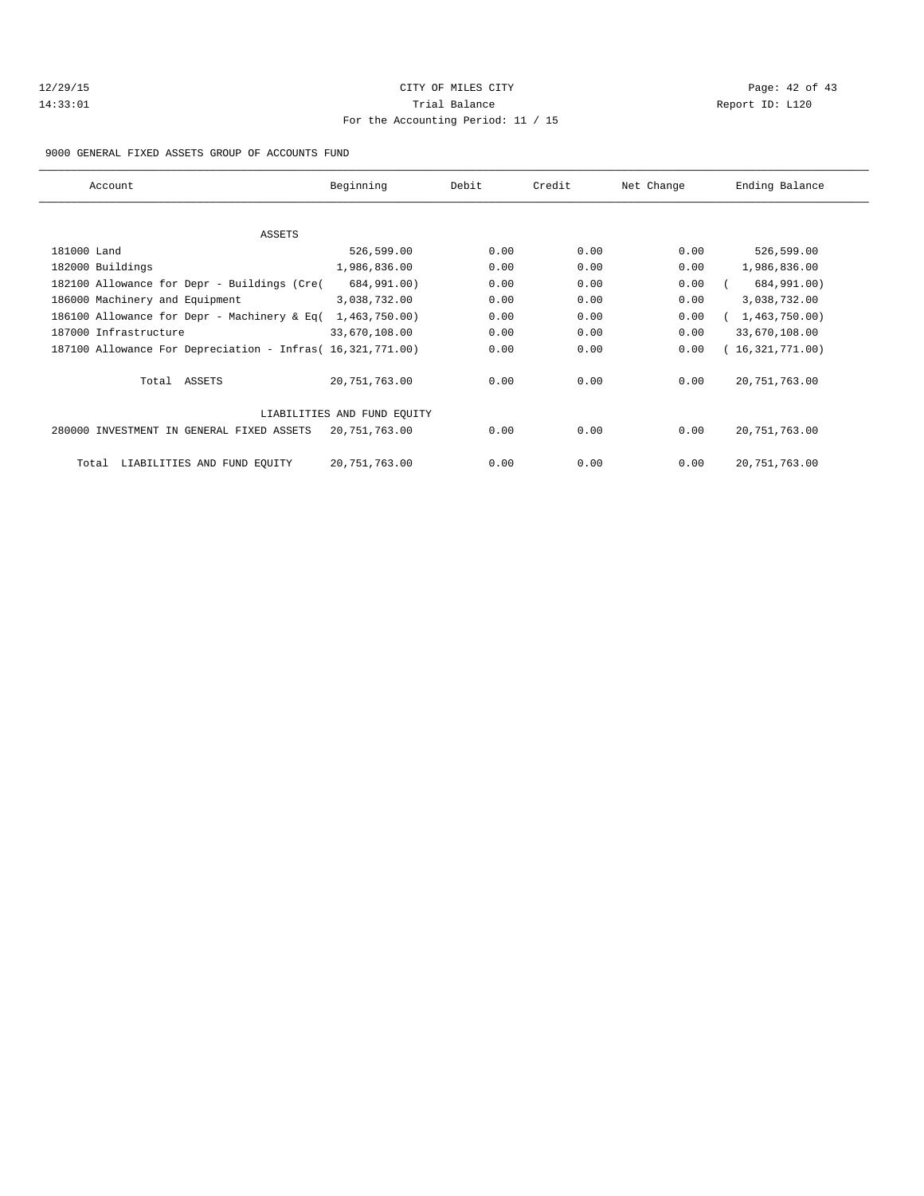CITY OF MILES CITY

Trial Balance

For the Accounting Period: 11 / 15

12/29/15 14:33:01 — Report ID: L120

9000 GENERAL FIXED ASSETS GROUP OF ACCOUNTS FUND

| Account | Beginning | Debit | Credit | Net Change | Ending Balance |
|---|---|---|---|---|---|
| ASSETS | | | | | |
| 181000 Land | 526,599.00 | 0.00 | 0.00 | 0.00 | 526,599.00 |
| 182000 Buildings | 1,986,836.00 | 0.00 | 0.00 | 0.00 | 1,986,836.00 |
| 182100 Allowance for Depr - Buildings (Cre( | 684,991.00) | 0.00 | 0.00 | 0.00 | ( 684,991.00) |
| 186000 Machinery and Equipment | 3,038,732.00 | 0.00 | 0.00 | 0.00 | 3,038,732.00 |
| 186100 Allowance for Depr - Machinery & Eq( | 1,463,750.00) | 0.00 | 0.00 | 0.00 | ( 1,463,750.00) |
| 187000 Infrastructure | 33,670,108.00 | 0.00 | 0.00 | 0.00 | 33,670,108.00 |
| 187100 Allowance For Depreciation - Infras( | 16,321,771.00) | 0.00 | 0.00 | 0.00 | ( 16,321,771.00) |
| Total ASSETS | 20,751,763.00 | 0.00 | 0.00 | 0.00 | 20,751,763.00 |
| LIABILITIES AND FUND EQUITY | | | | | |
| 280000 INVESTMENT IN GENERAL FIXED ASSETS | 20,751,763.00 | 0.00 | 0.00 | 0.00 | 20,751,763.00 |
| Total LIABILITIES AND FUND EQUITY | 20,751,763.00 | 0.00 | 0.00 | 0.00 | 20,751,763.00 |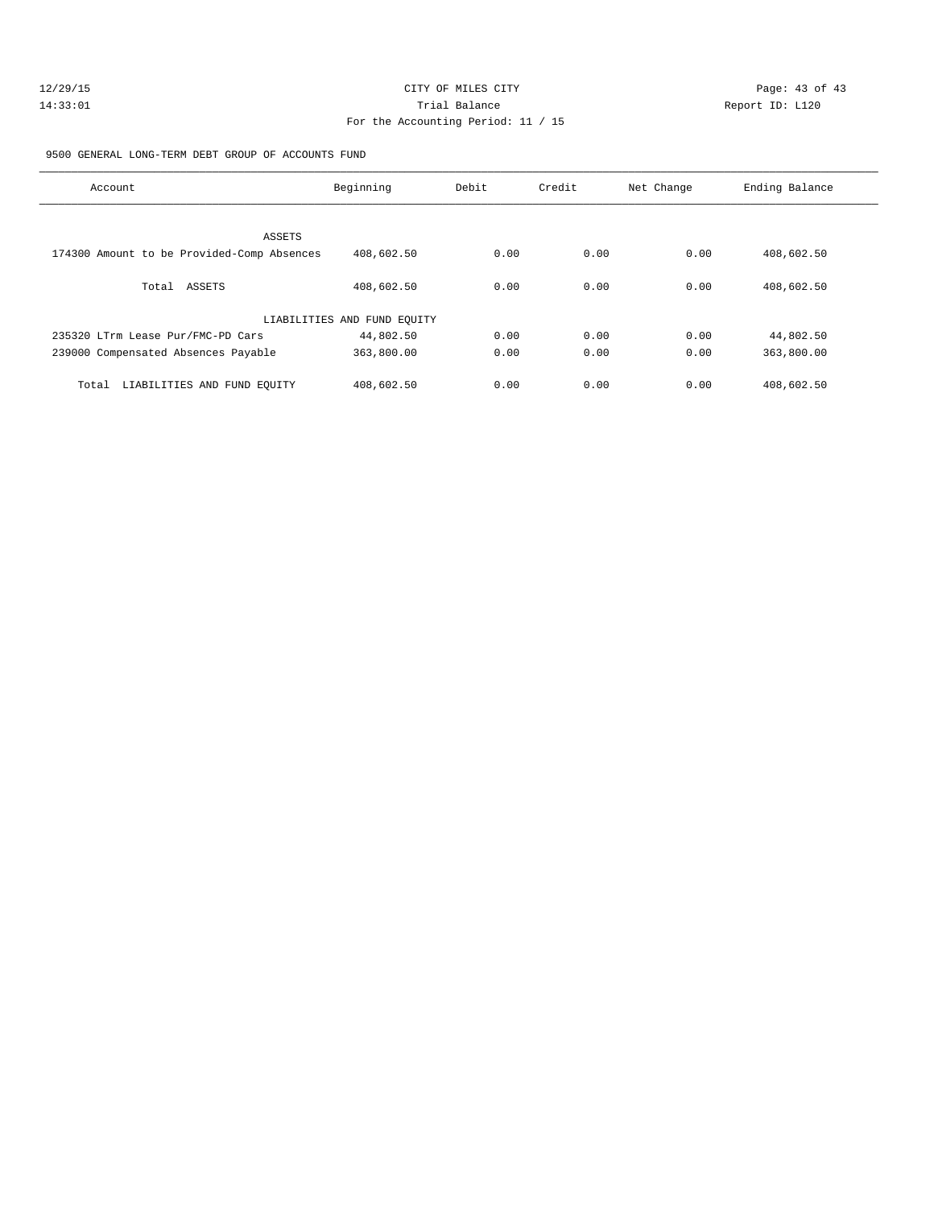12/29/15 CITY OF MILES CITY

14:33:01 Trial Balance Report ID: L120

For the Accounting Period: 11 / 15

9500 GENERAL LONG-TERM DEBT GROUP OF ACCOUNTS FUND

| Account | Beginning | Debit | Credit | Net Change | Ending Balance |
|---|---|---|---|---|---|
| ASSETS | | | | | |
| 174300 Amount to be Provided-Comp Absences | 408,602.50 | 0.00 | 0.00 | 0.00 | 408,602.50 |
| Total ASSETS | 408,602.50 | 0.00 | 0.00 | 0.00 | 408,602.50 |
| LIABILITIES AND FUND EQUITY | | | | | |
| 235320 LTrm Lease Pur/FMC-PD Cars | 44,802.50 | 0.00 | 0.00 | 0.00 | 44,802.50 |
| 239000 Compensated Absences Payable | 363,800.00 | 0.00 | 0.00 | 0.00 | 363,800.00 |
| Total LIABILITIES AND FUND EQUITY | 408,602.50 | 0.00 | 0.00 | 0.00 | 408,602.50 |